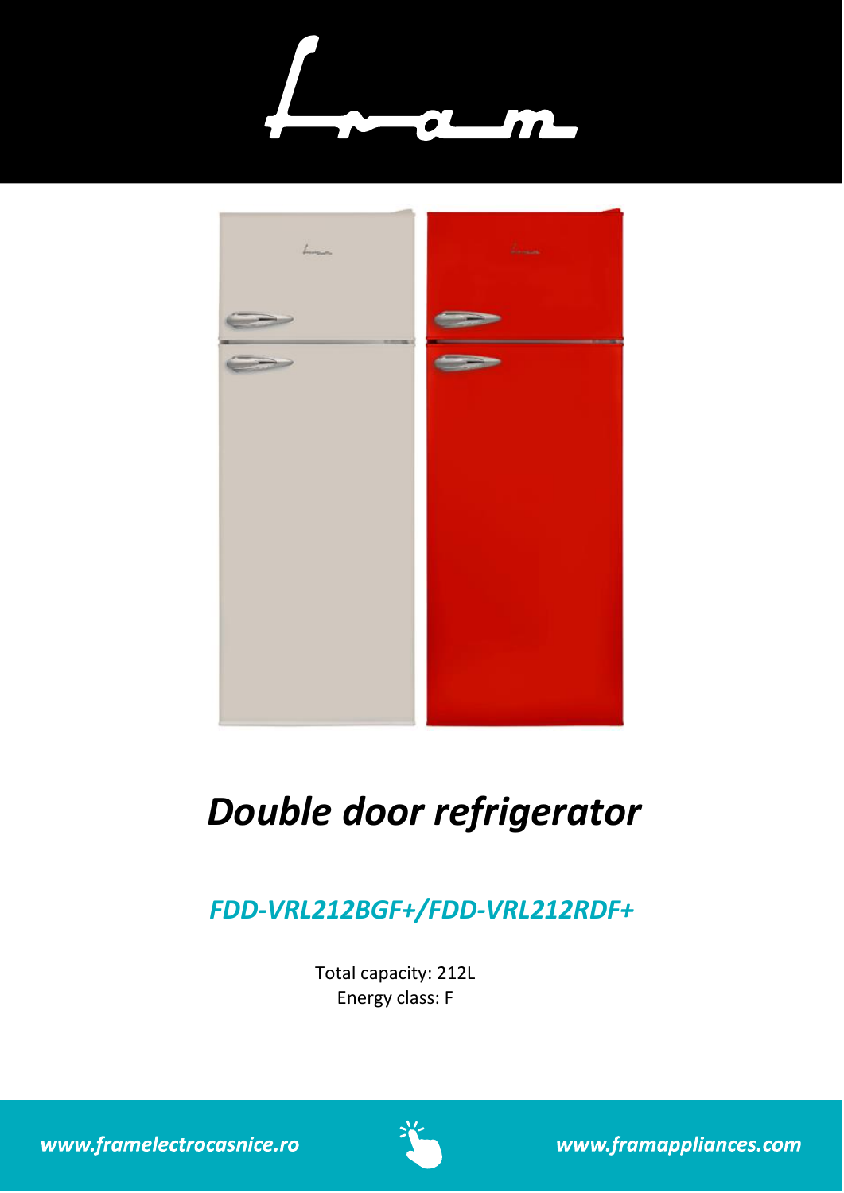# *Double door refrigerator*

## *FDD-VRL212BGF+/FDD-VRL212RDF+*

Total capacity: 212L
Energy class: F

***www.framelectrocasnice.ro*** ***www.framappliances.com***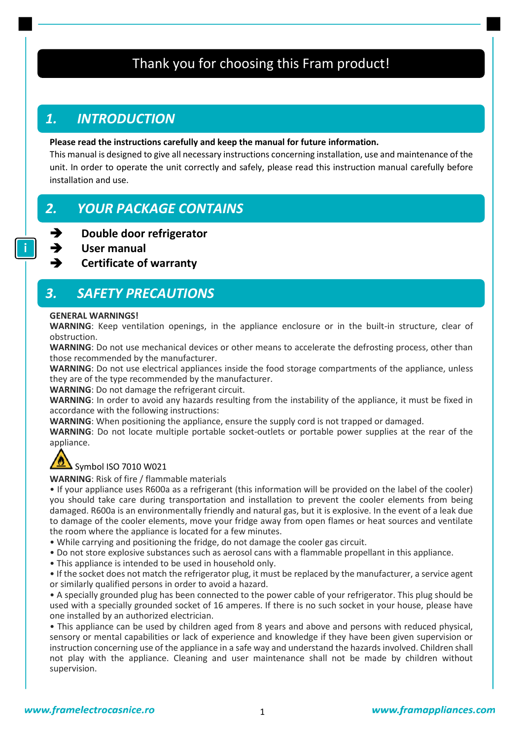# Thank you for choosing this Fram product!

## 1. INTRODUCTION

**Please read the instructions carefully and keep the manual for future information.**
This manual is designed to give all necessary instructions concerning installation, use and maintenance of the unit. In order to operate the unit correctly and safely, please read this instruction manual carefully before installation and use.

## 2. YOUR PACKAGE CONTAINS

- ➔ **Double door refrigerator**
- ➔ **User manual**
- ➔ **Certificate of warranty**

## 3. SAFETY PRECAUTIONS

**GENERAL WARNINGS!**

**WARNING**: Keep ventilation openings, in the appliance enclosure or in the built-in structure, clear of obstruction.

**WARNING**: Do not use mechanical devices or other means to accelerate the defrosting process, other than those recommended by the manufacturer.

**WARNING**: Do not use electrical appliances inside the food storage compartments of the appliance, unless they are of the type recommended by the manufacturer.

**WARNING**: Do not damage the refrigerant circuit.

**WARNING**: In order to avoid any hazards resulting from the instability of the appliance, it must be fixed in accordance with the following instructions:

**WARNING**: When positioning the appliance, ensure the supply cord is not trapped or damaged.

**WARNING**: Do not locate multiple portable socket-outlets or portable power supplies at the rear of the appliance.

Symbol ISO 7010 W021

**WARNING**: Risk of fire / flammable materials

- If your appliance uses R600a as a refrigerant (this information will be provided on the label of the cooler) you should take care during transportation and installation to prevent the cooler elements from being damaged. R600a is an environmentally friendly and natural gas, but it is explosive. In the event of a leak due to damage of the cooler elements, move your fridge away from open flames or heat sources and ventilate the room where the appliance is located for a few minutes.
- While carrying and positioning the fridge, do not damage the cooler gas circuit.
- Do not store explosive substances such as aerosol cans with a flammable propellant in this appliance.
- This appliance is intended to be used in household only.
- If the socket does not match the refrigerator plug, it must be replaced by the manufacturer, a service agent or similarly qualified persons in order to avoid a hazard.
- A specially grounded plug has been connected to the power cable of your refrigerator. This plug should be used with a specially grounded socket of 16 amperes. If there is no such socket in your house, please have one installed by an authorized electrician.
- This appliance can be used by children aged from 8 years and above and persons with reduced physical, sensory or mental capabilities or lack of experience and knowledge if they have been given supervision or instruction concerning use of the appliance in a safe way and understand the hazards involved. Children shall not play with the appliance. Cleaning and user maintenance shall not be made by children without supervision.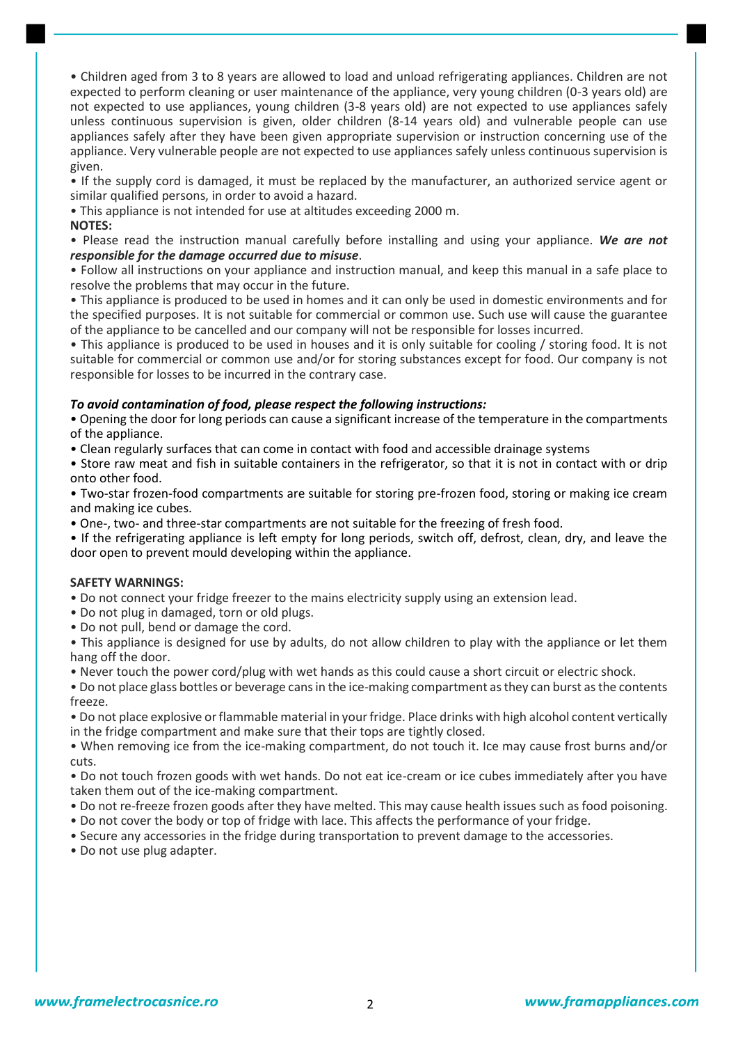• Children aged from 3 to 8 years are allowed to load and unload refrigerating appliances. Children are not expected to perform cleaning or user maintenance of the appliance, very young children (0-3 years old) are not expected to use appliances, young children (3-8 years old) are not expected to use appliances safely unless continuous supervision is given, older children (8-14 years old) and vulnerable people can use appliances safely after they have been given appropriate supervision or instruction concerning use of the appliance. Very vulnerable people are not expected to use appliances safely unless continuous supervision is given.

• If the supply cord is damaged, it must be replaced by the manufacturer, an authorized service agent or similar qualified persons, in order to avoid a hazard.

• This appliance is not intended for use at altitudes exceeding 2000 m.

**NOTES:**

• Please read the instruction manual carefully before installing and using your appliance. ***We are not responsible for the damage occurred due to misuse***.

• Follow all instructions on your appliance and instruction manual, and keep this manual in a safe place to resolve the problems that may occur in the future.

• This appliance is produced to be used in homes and it can only be used in domestic environments and for the specified purposes. It is not suitable for commercial or common use. Such use will cause the guarantee of the appliance to be cancelled and our company will not be responsible for losses incurred.

• This appliance is produced to be used in houses and it is only suitable for cooling / storing food. It is not suitable for commercial or common use and/or for storing substances except for food. Our company is not responsible for losses to be incurred in the contrary case.

***To avoid contamination of food, please respect the following instructions:***

• Opening the door for long periods can cause a significant increase of the temperature in the compartments of the appliance.

• Clean regularly surfaces that can come in contact with food and accessible drainage systems

• Store raw meat and fish in suitable containers in the refrigerator, so that it is not in contact with or drip onto other food.

• Two-star frozen-food compartments are suitable for storing pre-frozen food, storing or making ice cream and making ice cubes.

• One-, two- and three-star compartments are not suitable for the freezing of fresh food.

• If the refrigerating appliance is left empty for long periods, switch off, defrost, clean, dry, and leave the door open to prevent mould developing within the appliance.

**SAFETY WARNINGS:**

• Do not connect your fridge freezer to the mains electricity supply using an extension lead.

• Do not plug in damaged, torn or old plugs.

• Do not pull, bend or damage the cord.

• This appliance is designed for use by adults, do not allow children to play with the appliance or let them hang off the door.

• Never touch the power cord/plug with wet hands as this could cause a short circuit or electric shock.

• Do not place glass bottles or beverage cans in the ice-making compartment as they can burst as the contents freeze.

• Do not place explosive or flammable material in your fridge. Place drinks with high alcohol content vertically in the fridge compartment and make sure that their tops are tightly closed.

• When removing ice from the ice-making compartment, do not touch it. Ice may cause frost burns and/or cuts.

• Do not touch frozen goods with wet hands. Do not eat ice-cream or ice cubes immediately after you have taken them out of the ice-making compartment.

• Do not re-freeze frozen goods after they have melted. This may cause health issues such as food poisoning.

• Do not cover the body or top of fridge with lace. This affects the performance of your fridge.

• Secure any accessories in the fridge during transportation to prevent damage to the accessories.

• Do not use plug adapter.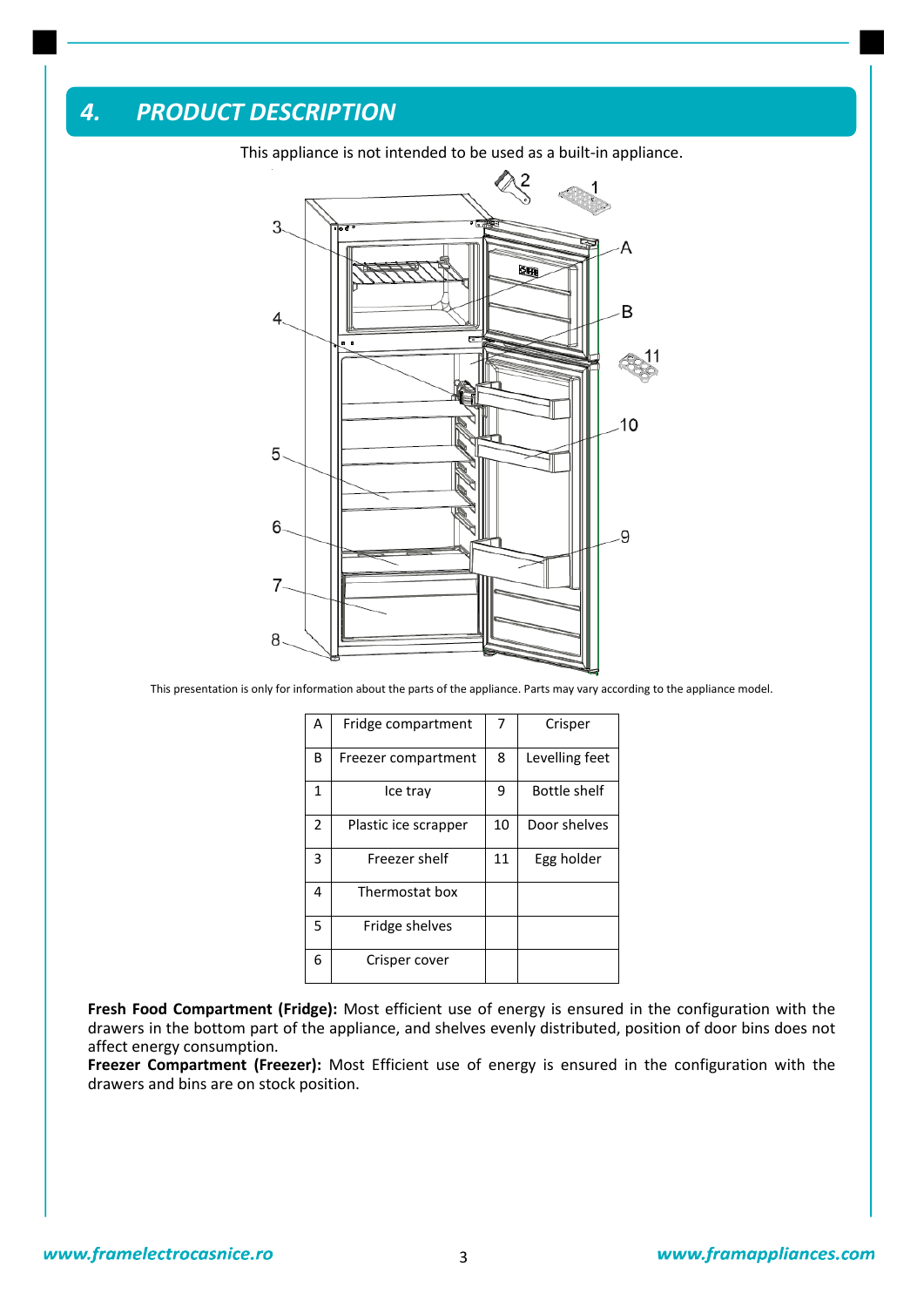# 4. PRODUCT DESCRIPTION

This appliance is not intended to be used as a built-in appliance.

This presentation is only for information about the parts of the appliance. Parts may vary according to the appliance model.

| A | Fridge compartment | 7 | Crisper |
|---|---|---|---|
| B | Freezer compartment | 8 | Levelling feet |
| 1 | Ice tray | 9 | Bottle shelf |
| 2 | Plastic ice scrapper | 10 | Door shelves |
| 3 | Freezer shelf | 11 | Egg holder |
| 4 | Thermostat box | | |
| 5 | Fridge shelves | | |
| 6 | Crisper cover | | |

**Fresh Food Compartment (Fridge):** Most efficient use of energy is ensured in the configuration with the drawers in the bottom part of the appliance, and shelves evenly distributed, position of door bins does not affect energy consumption.

**Freezer Compartment (Freezer):** Most Efficient use of energy is ensured in the configuration with the drawers and bins are on stock position.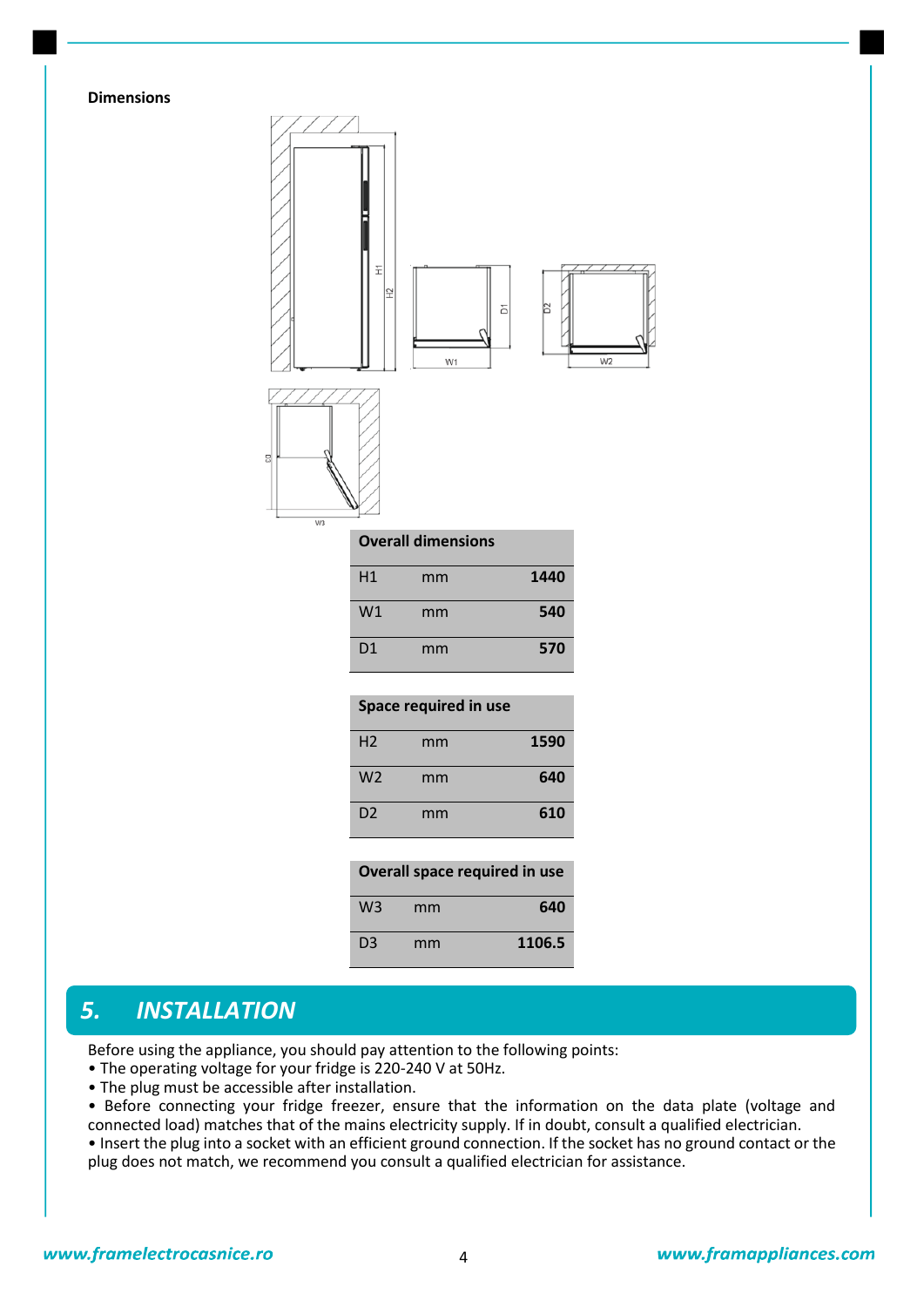**Dimensions**

| Overall dimensions | | |
|---|---|---|
| H1 | mm | **1440** |
| W1 | mm | **540** |
| D1 | mm | **570** |

| Space required in use | | |
|---|---|---|
| H2 | mm | **1590** |
| W2 | mm | **640** |
| D2 | mm | **610** |

| Overall space required in use | | |
|---|---|---|
| W3 | mm | **640** |
| D3 | mm | **1106.5** |

## 5. INSTALLATION

Before using the appliance, you should pay attention to the following points:

- The operating voltage for your fridge is 220-240 V at 50Hz.
- The plug must be accessible after installation.
- Before connecting your fridge freezer, ensure that the information on the data plate (voltage and connected load) matches that of the mains electricity supply. If in doubt, consult a qualified electrician.
- Insert the plug into a socket with an efficient ground connection. If the socket has no ground contact or the plug does not match, we recommend you consult a qualified electrician for assistance.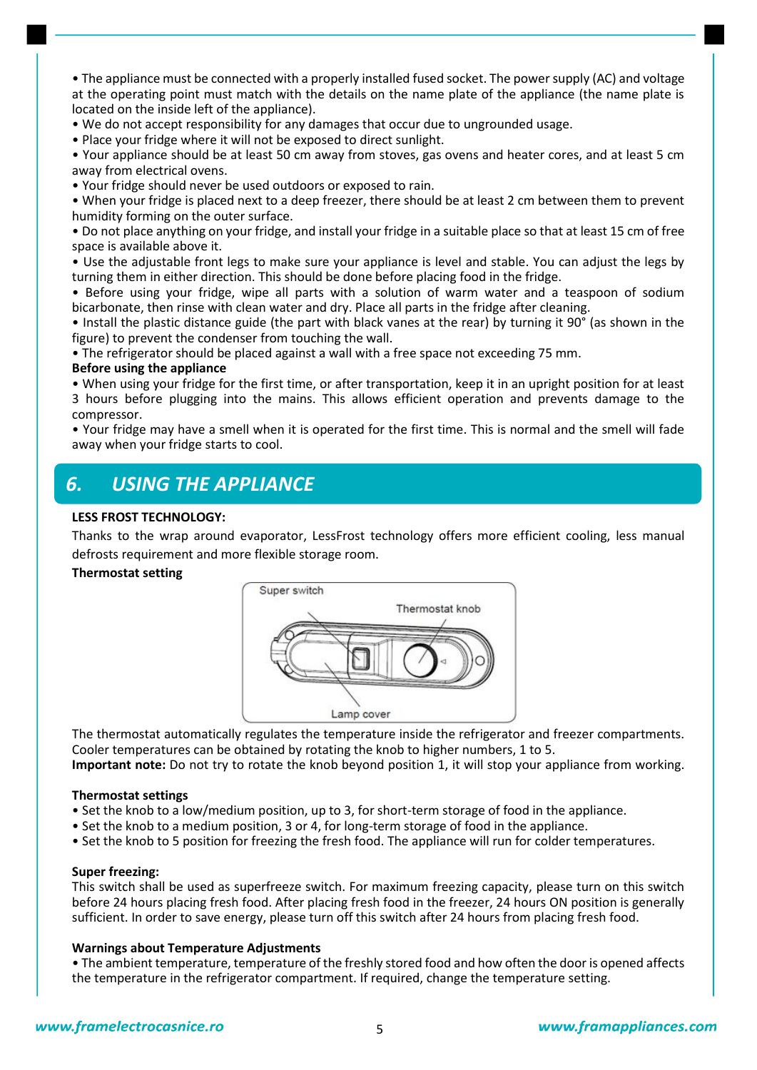- The appliance must be connected with a properly installed fused socket. The power supply (AC) and voltage at the operating point must match with the details on the name plate of the appliance (the name plate is located on the inside left of the appliance).
- We do not accept responsibility for any damages that occur due to ungrounded usage.
- Place your fridge where it will not be exposed to direct sunlight.
- Your appliance should be at least 50 cm away from stoves, gas ovens and heater cores, and at least 5 cm away from electrical ovens.
- Your fridge should never be used outdoors or exposed to rain.
- When your fridge is placed next to a deep freezer, there should be at least 2 cm between them to prevent humidity forming on the outer surface.
- Do not place anything on your fridge, and install your fridge in a suitable place so that at least 15 cm of free space is available above it.
- Use the adjustable front legs to make sure your appliance is level and stable. You can adjust the legs by turning them in either direction. This should be done before placing food in the fridge.
- Before using your fridge, wipe all parts with a solution of warm water and a teaspoon of sodium bicarbonate, then rinse with clean water and dry. Place all parts in the fridge after cleaning.
- Install the plastic distance guide (the part with black vanes at the rear) by turning it 90° (as shown in the figure) to prevent the condenser from touching the wall.
- The refrigerator should be placed against a wall with a free space not exceeding 75 mm.

**Before using the appliance**

- When using your fridge for the first time, or after transportation, keep it in an upright position for at least 3 hours before plugging into the mains. This allows efficient operation and prevents damage to the compressor.
- Your fridge may have a smell when it is operated for the first time. This is normal and the smell will fade away when your fridge starts to cool.

## 6. USING THE APPLIANCE

**LESS FROST TECHNOLOGY:**

Thanks to the wrap around evaporator, LessFrost technology offers more efficient cooling, less manual defrosts requirement and more flexible storage room.

**Thermostat setting**

Super switch

Thermostat knob

Lamp cover

The thermostat automatically regulates the temperature inside the refrigerator and freezer compartments. Cooler temperatures can be obtained by rotating the knob to higher numbers, 1 to 5.

**Important note:** Do not try to rotate the knob beyond position 1, it will stop your appliance from working.

**Thermostat settings**

- Set the knob to a low/medium position, up to 3, for short-term storage of food in the appliance.
- Set the knob to a medium position, 3 or 4, for long-term storage of food in the appliance.
- Set the knob to 5 position for freezing the fresh food. The appliance will run for colder temperatures.

**Super freezing:**

This switch shall be used as superfreeze switch. For maximum freezing capacity, please turn on this switch before 24 hours placing fresh food. After placing fresh food in the freezer, 24 hours ON position is generally sufficient. In order to save energy, please turn off this switch after 24 hours from placing fresh food.

**Warnings about Temperature Adjustments**

- The ambient temperature, temperature of the freshly stored food and how often the door is opened affects the temperature in the refrigerator compartment. If required, change the temperature setting.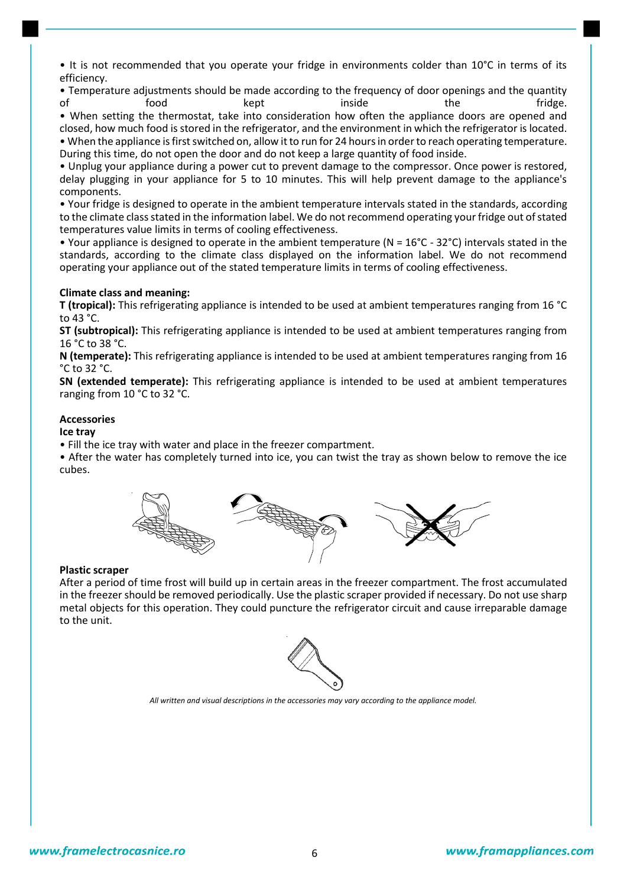- It is not recommended that you operate your fridge in environments colder than 10°C in terms of its efficiency.
- Temperature adjustments should be made according to the frequency of door openings and the quantity of food kept inside the fridge.
- When setting the thermostat, take into consideration how often the appliance doors are opened and closed, how much food is stored in the refrigerator, and the environment in which the refrigerator is located.
- When the appliance is first switched on, allow it to run for 24 hours in order to reach operating temperature. During this time, do not open the door and do not keep a large quantity of food inside.
- Unplug your appliance during a power cut to prevent damage to the compressor. Once power is restored, delay plugging in your appliance for 5 to 10 minutes. This will help prevent damage to the appliance's components.
- Your fridge is designed to operate in the ambient temperature intervals stated in the standards, according to the climate class stated in the information label. We do not recommend operating your fridge out of stated temperatures value limits in terms of cooling effectiveness.
- Your appliance is designed to operate in the ambient temperature (N = 16°C - 32°C) intervals stated in the standards, according to the climate class displayed on the information label. We do not recommend operating your appliance out of the stated temperature limits in terms of cooling effectiveness.

**Climate class and meaning:**

**T (tropical):** This refrigerating appliance is intended to be used at ambient temperatures ranging from 16 °C to 43 °C.

**ST (subtropical):** This refrigerating appliance is intended to be used at ambient temperatures ranging from 16 °C to 38 °C.

**N (temperate):** This refrigerating appliance is intended to be used at ambient temperatures ranging from 16 °C to 32 °C.

**SN (extended temperate):** This refrigerating appliance is intended to be used at ambient temperatures ranging from 10 °C to 32 °C.

**Accessories**

**Ice tray**

- Fill the ice tray with water and place in the freezer compartment.
- After the water has completely turned into ice, you can twist the tray as shown below to remove the ice cubes.

**Plastic scraper**

After a period of time frost will build up in certain areas in the freezer compartment. The frost accumulated in the freezer should be removed periodically. Use the plastic scraper provided if necessary. Do not use sharp metal objects for this operation. They could puncture the refrigerator circuit and cause irreparable damage to the unit.

*All written and visual descriptions in the accessories may vary according to the appliance model.*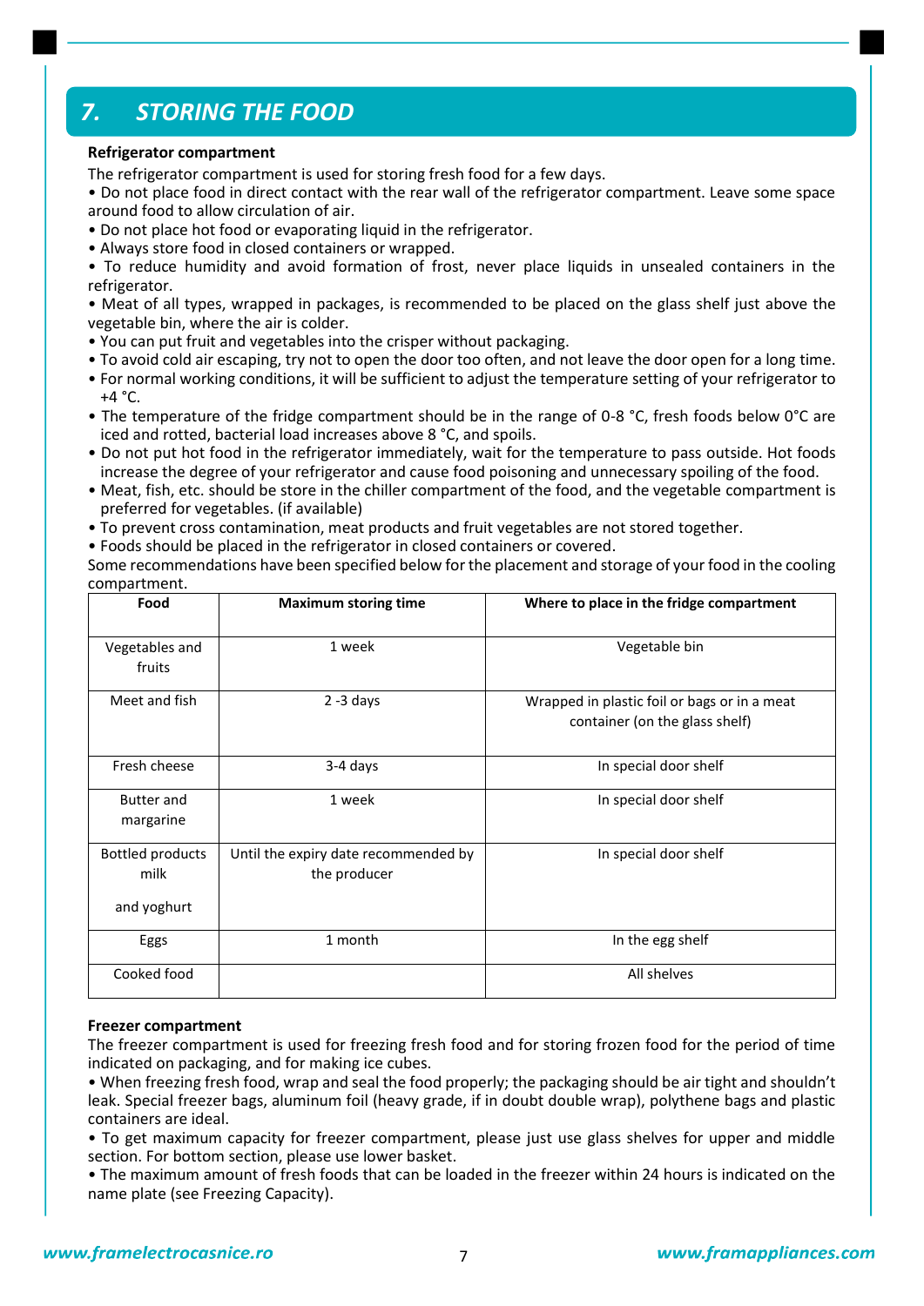## 7. STORING THE FOOD

**Refrigerator compartment**

The refrigerator compartment is used for storing fresh food for a few days.

- Do not place food in direct contact with the rear wall of the refrigerator compartment. Leave some space around food to allow circulation of air.
- Do not place hot food or evaporating liquid in the refrigerator.
- Always store food in closed containers or wrapped.
- To reduce humidity and avoid formation of frost, never place liquids in unsealed containers in the refrigerator.
- Meat of all types, wrapped in packages, is recommended to be placed on the glass shelf just above the vegetable bin, where the air is colder.
- You can put fruit and vegetables into the crisper without packaging.
- To avoid cold air escaping, try not to open the door too often, and not leave the door open for a long time.
- For normal working conditions, it will be sufficient to adjust the temperature setting of your refrigerator to +4 °C.
- The temperature of the fridge compartment should be in the range of 0-8 °C, fresh foods below 0°C are iced and rotted, bacterial load increases above 8 °C, and spoils.
- Do not put hot food in the refrigerator immediately, wait for the temperature to pass outside. Hot foods increase the degree of your refrigerator and cause food poisoning and unnecessary spoiling of the food.
- Meat, fish, etc. should be store in the chiller compartment of the food, and the vegetable compartment is preferred for vegetables. (if available)
- To prevent cross contamination, meat products and fruit vegetables are not stored together.
- Foods should be placed in the refrigerator in closed containers or covered.

Some recommendations have been specified below for the placement and storage of your food in the cooling compartment.

| Food | Maximum storing time | Where to place in the fridge compartment |
|---|---|---|
| Vegetables and fruits | 1 week | Vegetable bin |
| Meet and fish | 2 -3 days | Wrapped in plastic foil or bags or in a meat container (on the glass shelf) |
| Fresh cheese | 3-4 days | In special door shelf |
| Butter and margarine | 1 week | In special door shelf |
| Bottled products milk and yoghurt | Until the expiry date recommended by the producer | In special door shelf |
| Eggs | 1 month | In the egg shelf |
| Cooked food | | All shelves |

**Freezer compartment**

The freezer compartment is used for freezing fresh food and for storing frozen food for the period of time indicated on packaging, and for making ice cubes.

- When freezing fresh food, wrap and seal the food properly; the packaging should be air tight and shouldn't leak. Special freezer bags, aluminum foil (heavy grade, if in doubt double wrap), polythene bags and plastic containers are ideal.
- To get maximum capacity for freezer compartment, please just use glass shelves for upper and middle section. For bottom section, please use lower basket.
- The maximum amount of fresh foods that can be loaded in the freezer within 24 hours is indicated on the name plate (see Freezing Capacity).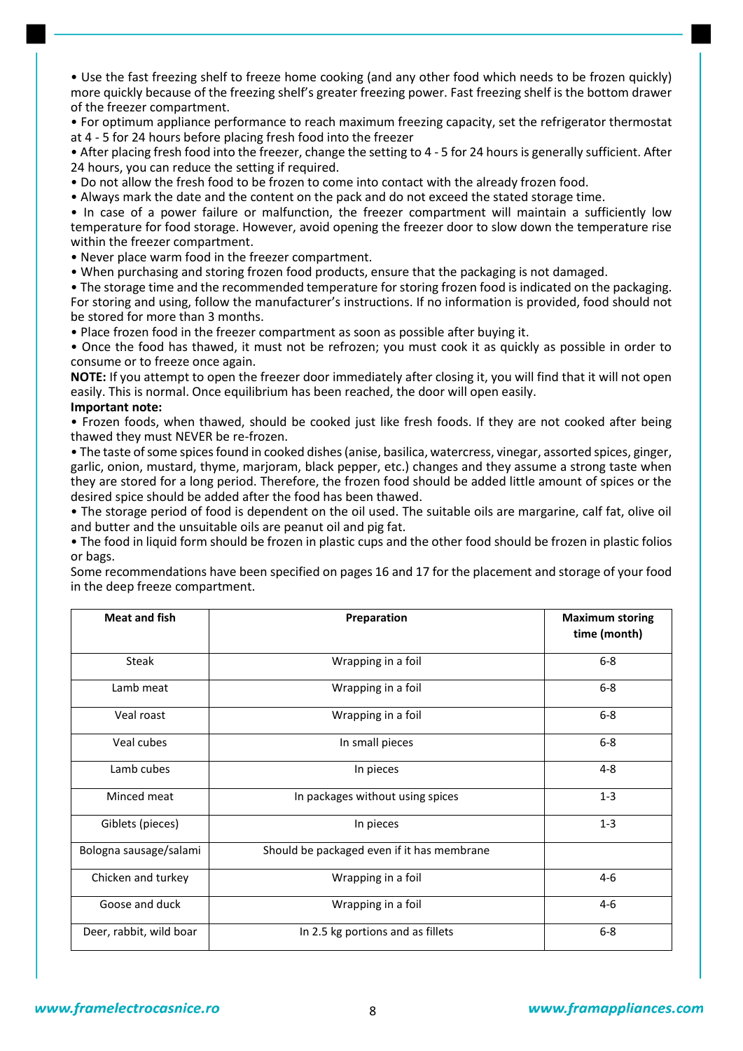• Use the fast freezing shelf to freeze home cooking (and any other food which needs to be frozen quickly) more quickly because of the freezing shelf's greater freezing power. Fast freezing shelf is the bottom drawer of the freezer compartment.
• For optimum appliance performance to reach maximum freezing capacity, set the refrigerator thermostat at 4 - 5 for 24 hours before placing fresh food into the freezer
• After placing fresh food into the freezer, change the setting to 4 - 5 for 24 hours is generally sufficient. After 24 hours, you can reduce the setting if required.
• Do not allow the fresh food to be frozen to come into contact with the already frozen food.
• Always mark the date and the content on the pack and do not exceed the stated storage time.
• In case of a power failure or malfunction, the freezer compartment will maintain a sufficiently low temperature for food storage. However, avoid opening the freezer door to slow down the temperature rise within the freezer compartment.
• Never place warm food in the freezer compartment.
• When purchasing and storing frozen food products, ensure that the packaging is not damaged.
• The storage time and the recommended temperature for storing frozen food is indicated on the packaging. For storing and using, follow the manufacturer's instructions. If no information is provided, food should not be stored for more than 3 months.
• Place frozen food in the freezer compartment as soon as possible after buying it.
• Once the food has thawed, it must not be refrozen; you must cook it as quickly as possible in order to consume or to freeze once again.

**NOTE:** If you attempt to open the freezer door immediately after closing it, you will find that it will not open easily. This is normal. Once equilibrium has been reached, the door will open easily.

**Important note:**

• Frozen foods, when thawed, should be cooked just like fresh foods. If they are not cooked after being thawed they must NEVER be re-frozen.
• The taste of some spices found in cooked dishes (anise, basilica, watercress, vinegar, assorted spices, ginger, garlic, onion, mustard, thyme, marjoram, black pepper, etc.) changes and they assume a strong taste when they are stored for a long period. Therefore, the frozen food should be added little amount of spices or the desired spice should be added after the food has been thawed.
• The storage period of food is dependent on the oil used. The suitable oils are margarine, calf fat, olive oil and butter and the unsuitable oils are peanut oil and pig fat.
• The food in liquid form should be frozen in plastic cups and the other food should be frozen in plastic folios or bags.

Some recommendations have been specified on pages 16 and 17 for the placement and storage of your food in the deep freeze compartment.

| Meat and fish | Preparation | Maximum storing time (month) |
|---|---|---|
| Steak | Wrapping in a foil | 6-8 |
| Lamb meat | Wrapping in a foil | 6-8 |
| Veal roast | Wrapping in a foil | 6-8 |
| Veal cubes | In small pieces | 6-8 |
| Lamb cubes | In pieces | 4-8 |
| Minced meat | In packages without using spices | 1-3 |
| Giblets (pieces) | In pieces | 1-3 |
| Bologna sausage/salami | Should be packaged even if it has membrane | |
| Chicken and turkey | Wrapping in a foil | 4-6 |
| Goose and duck | Wrapping in a foil | 4-6 |
| Deer, rabbit, wild boar | In 2.5 kg portions and as fillets | 6-8 |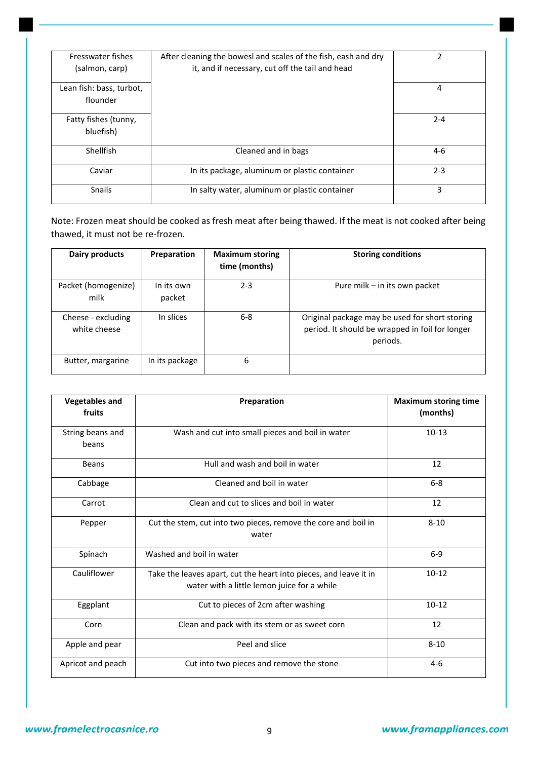| Fresswater fishes (salmon, carp) | After cleaning the bowesl and scales of the fish, eash and dry it, and if necessary, cut off the tail and head | 2 |
|---|---|---|
| Lean fish: bass, turbot, flounder | | 4 |
| Fatty fishes (tunny, bluefish) | | 2-4 |
| Shellfish | Cleaned and in bags | 4-6 |
| Caviar | In its package, aluminum or plastic container | 2-3 |
| Snails | In salty water, aluminum or plastic container | 3 |

Note: Frozen meat should be cooked as fresh meat after being thawed. If the meat is not cooked after being thawed, it must not be re-frozen.

| Dairy products | Preparation | Maximum storing time (months) | Storing conditions |
|---|---|---|---|
| Packet (homogenize) milk | In its own packet | 2-3 | Pure milk – in its own packet |
| Cheese - excluding white cheese | In slices | 6-8 | Original package may be used for short storing period. It should be wrapped in foil for longer periods. |
| Butter, margarine | In its package | 6 | |

| Vegetables and fruits | Preparation | Maximum storing time (months) |
|---|---|---|
| String beans and beans | Wash and cut into small pieces and boil in water | 10-13 |
| Beans | Hull and wash and boil in water | 12 |
| Cabbage | Cleaned and boil in water | 6-8 |
| Carrot | Clean and cut to slices and boil in water | 12 |
| Pepper | Cut the stem, cut into two pieces, remove the core and boil in water | 8-10 |
| Spinach | Washed and boil in water | 6-9 |
| Cauliflower | Take the leaves apart, cut the heart into pieces, and leave it in water with a little lemon juice for a while | 10-12 |
| Eggplant | Cut to pieces of 2cm after washing | 10-12 |
| Corn | Clean and pack with its stem or as sweet corn | 12 |
| Apple and pear | Peel and slice | 8-10 |
| Apricot and peach | Cut into two pieces and remove the stone | 4-6 |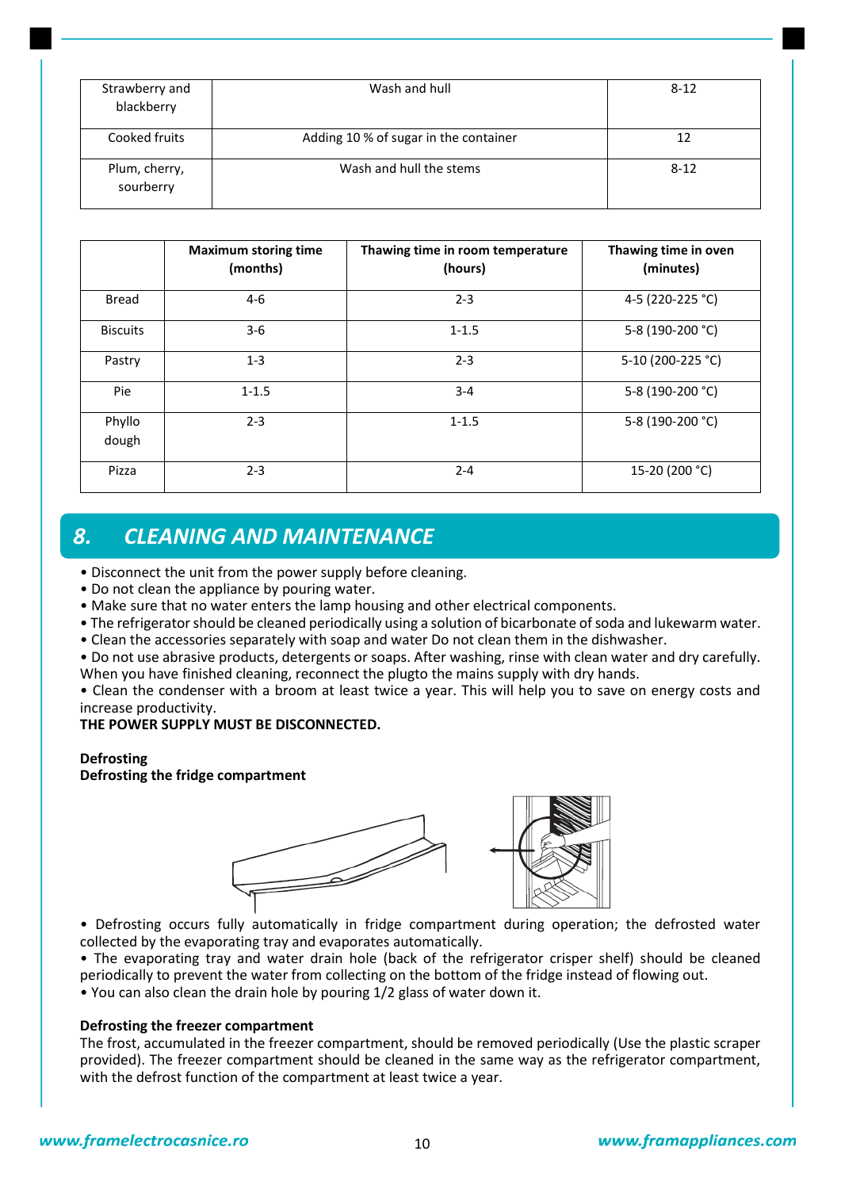| Strawberry and blackberry | Wash and hull | 8-12 |
|---|---|---|
| Cooked fruits | Adding 10 % of sugar in the container | 12 |
| Plum, cherry, sourberry | Wash and hull the stems | 8-12 |

| | Maximum storing time (months) | Thawing time in room temperature (hours) | Thawing time in oven (minutes) |
|---|---|---|---|
| Bread | 4-6 | 2-3 | 4-5 (220-225 °C) |
| Biscuits | 3-6 | 1-1.5 | 5-8 (190-200 °C) |
| Pastry | 1-3 | 2-3 | 5-10 (200-225 °C) |
| Pie | 1-1.5 | 3-4 | 5-8 (190-200 °C) |
| Phyllo dough | 2-3 | 1-1.5 | 5-8 (190-200 °C) |
| Pizza | 2-3 | 2-4 | 15-20 (200 °C) |

## 8. CLEANING AND MAINTENANCE

- Disconnect the unit from the power supply before cleaning.
- Do not clean the appliance by pouring water.
- Make sure that no water enters the lamp housing and other electrical components.
- The refrigerator should be cleaned periodically using a solution of bicarbonate of soda and lukewarm water.
- Clean the accessories separately with soap and water Do not clean them in the dishwasher.
- Do not use abrasive products, detergents or soaps. After washing, rinse with clean water and dry carefully. When you have finished cleaning, reconnect the plugto the mains supply with dry hands.
- Clean the condenser with a broom at least twice a year. This will help you to save on energy costs and increase productivity.

**THE POWER SUPPLY MUST BE DISCONNECTED.**

**Defrosting**

**Defrosting the fridge compartment**

- Defrosting occurs fully automatically in fridge compartment during operation; the defrosted water collected by the evaporating tray and evaporates automatically.
- The evaporating tray and water drain hole (back of the refrigerator crisper shelf) should be cleaned periodically to prevent the water from collecting on the bottom of the fridge instead of flowing out.
- You can also clean the drain hole by pouring 1/2 glass of water down it.

**Defrosting the freezer compartment**

The frost, accumulated in the freezer compartment, should be removed periodically (Use the plastic scraper provided). The freezer compartment should be cleaned in the same way as the refrigerator compartment, with the defrost function of the compartment at least twice a year.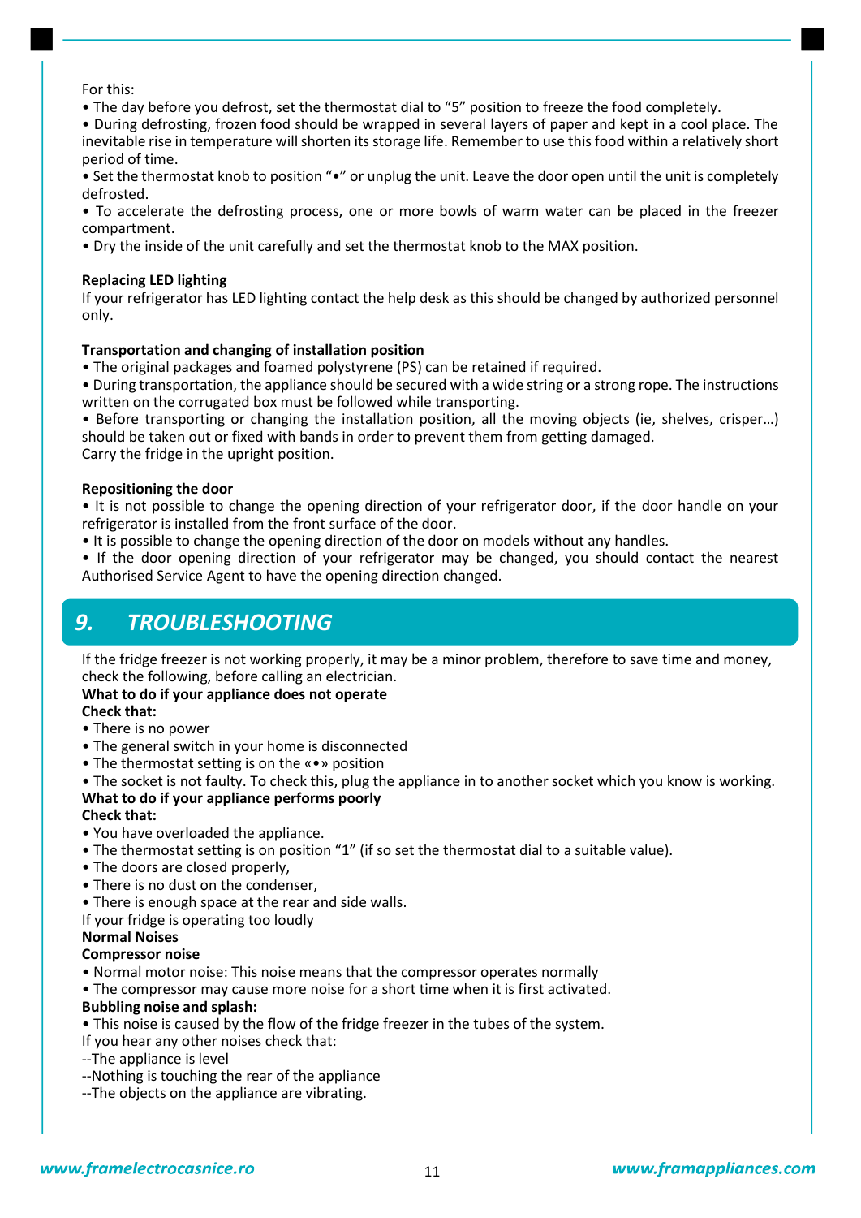For this:

• The day before you defrost, set the thermostat dial to "5" position to freeze the food completely.

• During defrosting, frozen food should be wrapped in several layers of paper and kept in a cool place. The inevitable rise in temperature will shorten its storage life. Remember to use this food within a relatively short period of time.

• Set the thermostat knob to position "•" or unplug the unit. Leave the door open until the unit is completely defrosted.

• To accelerate the defrosting process, one or more bowls of warm water can be placed in the freezer compartment.

• Dry the inside of the unit carefully and set the thermostat knob to the MAX position.

**Replacing LED lighting**

If your refrigerator has LED lighting contact the help desk as this should be changed by authorized personnel only.

**Transportation and changing of installation position**

• The original packages and foamed polystyrene (PS) can be retained if required.

• During transportation, the appliance should be secured with a wide string or a strong rope. The instructions written on the corrugated box must be followed while transporting.

• Before transporting or changing the installation position, all the moving objects (ie, shelves, crisper…) should be taken out or fixed with bands in order to prevent them from getting damaged.

Carry the fridge in the upright position.

**Repositioning the door**

• It is not possible to change the opening direction of your refrigerator door, if the door handle on your refrigerator is installed from the front surface of the door.

• It is possible to change the opening direction of the door on models without any handles.

• If the door opening direction of your refrigerator may be changed, you should contact the nearest Authorised Service Agent to have the opening direction changed.

## 9. TROUBLESHOOTING

If the fridge freezer is not working properly, it may be a minor problem, therefore to save time and money, check the following, before calling an electrician.

**What to do if your appliance does not operate**

**Check that:**

• There is no power

• The general switch in your home is disconnected

• The thermostat setting is on the «•» position

• The socket is not faulty. To check this, plug the appliance in to another socket which you know is working.

**What to do if your appliance performs poorly**

**Check that:**

• You have overloaded the appliance.

• The thermostat setting is on position "1" (if so set the thermostat dial to a suitable value).

• The doors are closed properly,

• There is no dust on the condenser,

• There is enough space at the rear and side walls.

If your fridge is operating too loudly

**Normal Noises**

**Compressor noise**

• Normal motor noise: This noise means that the compressor operates normally

• The compressor may cause more noise for a short time when it is first activated.

**Bubbling noise and splash:**

• This noise is caused by the flow of the fridge freezer in the tubes of the system.

If you hear any other noises check that:

--The appliance is level

--Nothing is touching the rear of the appliance

--The objects on the appliance are vibrating.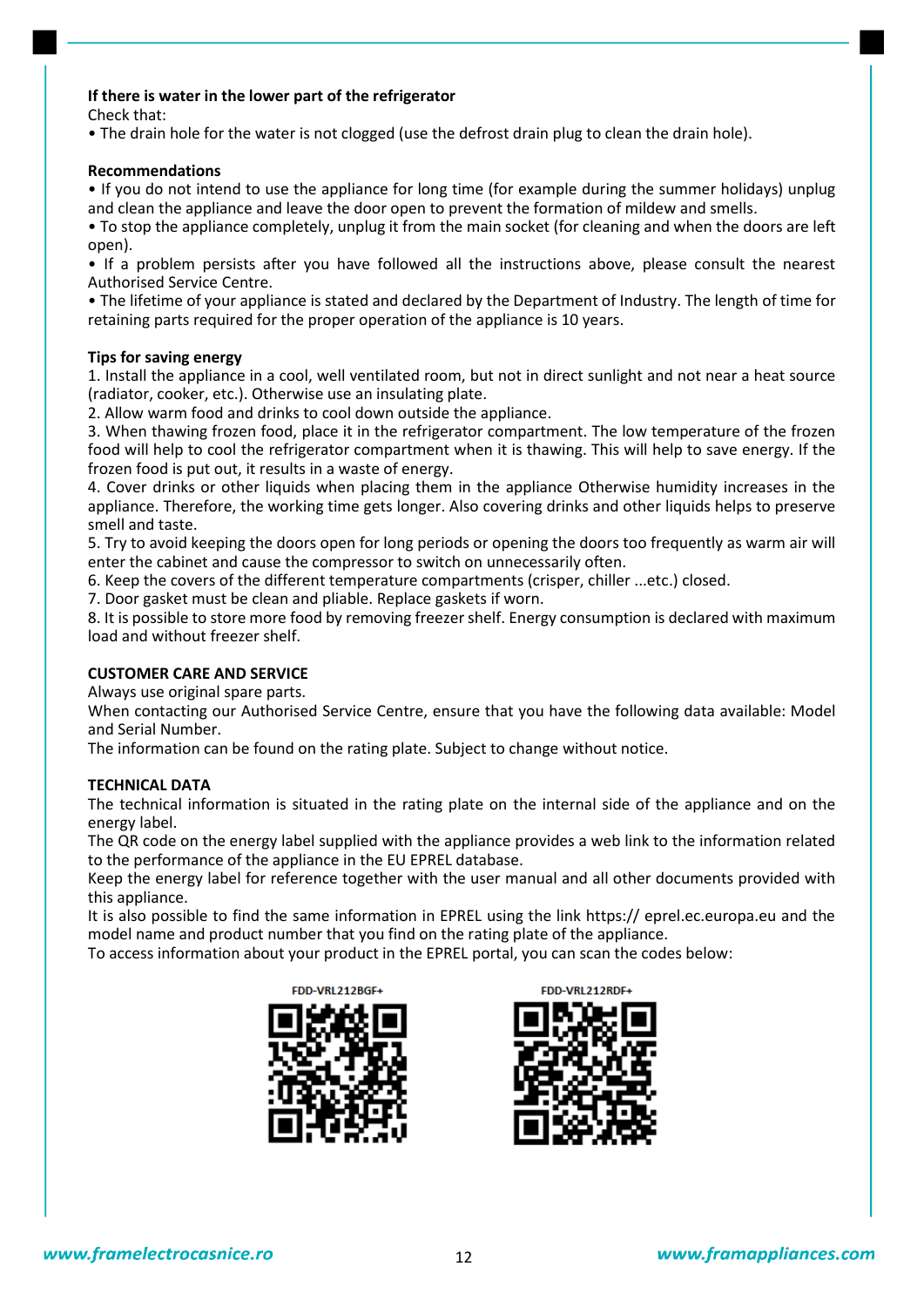**If there is water in the lower part of the refrigerator**

Check that:

- The drain hole for the water is not clogged (use the defrost drain plug to clean the drain hole).

**Recommendations**

- If you do not intend to use the appliance for long time (for example during the summer holidays) unplug and clean the appliance and leave the door open to prevent the formation of mildew and smells.
- To stop the appliance completely, unplug it from the main socket (for cleaning and when the doors are left open).
- If a problem persists after you have followed all the instructions above, please consult the nearest Authorised Service Centre.
- The lifetime of your appliance is stated and declared by the Department of Industry. The length of time for retaining parts required for the proper operation of the appliance is 10 years.

**Tips for saving energy**

1. Install the appliance in a cool, well ventilated room, but not in direct sunlight and not near a heat source (radiator, cooker, etc.). Otherwise use an insulating plate.
2. Allow warm food and drinks to cool down outside the appliance.
3. When thawing frozen food, place it in the refrigerator compartment. The low temperature of the frozen food will help to cool the refrigerator compartment when it is thawing. This will help to save energy. If the frozen food is put out, it results in a waste of energy.
4. Cover drinks or other liquids when placing them in the appliance Otherwise humidity increases in the appliance. Therefore, the working time gets longer. Also covering drinks and other liquids helps to preserve smell and taste.
5. Try to avoid keeping the doors open for long periods or opening the doors too frequently as warm air will enter the cabinet and cause the compressor to switch on unnecessarily often.
6. Keep the covers of the different temperature compartments (crisper, chiller ...etc.) closed.
7. Door gasket must be clean and pliable. Replace gaskets if worn.
8. It is possible to store more food by removing freezer shelf. Energy consumption is declared with maximum load and without freezer shelf.

**CUSTOMER CARE AND SERVICE**

Always use original spare parts.

When contacting our Authorised Service Centre, ensure that you have the following data available: Model and Serial Number.

The information can be found on the rating plate. Subject to change without notice.

**TECHNICAL DATA**

The technical information is situated in the rating plate on the internal side of the appliance and on the energy label.

The QR code on the energy label supplied with the appliance provides a web link to the information related to the performance of the appliance in the EU EPREL database.

Keep the energy label for reference together with the user manual and all other documents provided with this appliance.

It is also possible to find the same information in EPREL using the link https:// eprel.ec.europa.eu and the model name and product number that you find on the rating plate of the appliance.

To access information about your product in the EPREL portal, you can scan the codes below:

FDD-VRL212BGF+

FDD-VRL212RDF+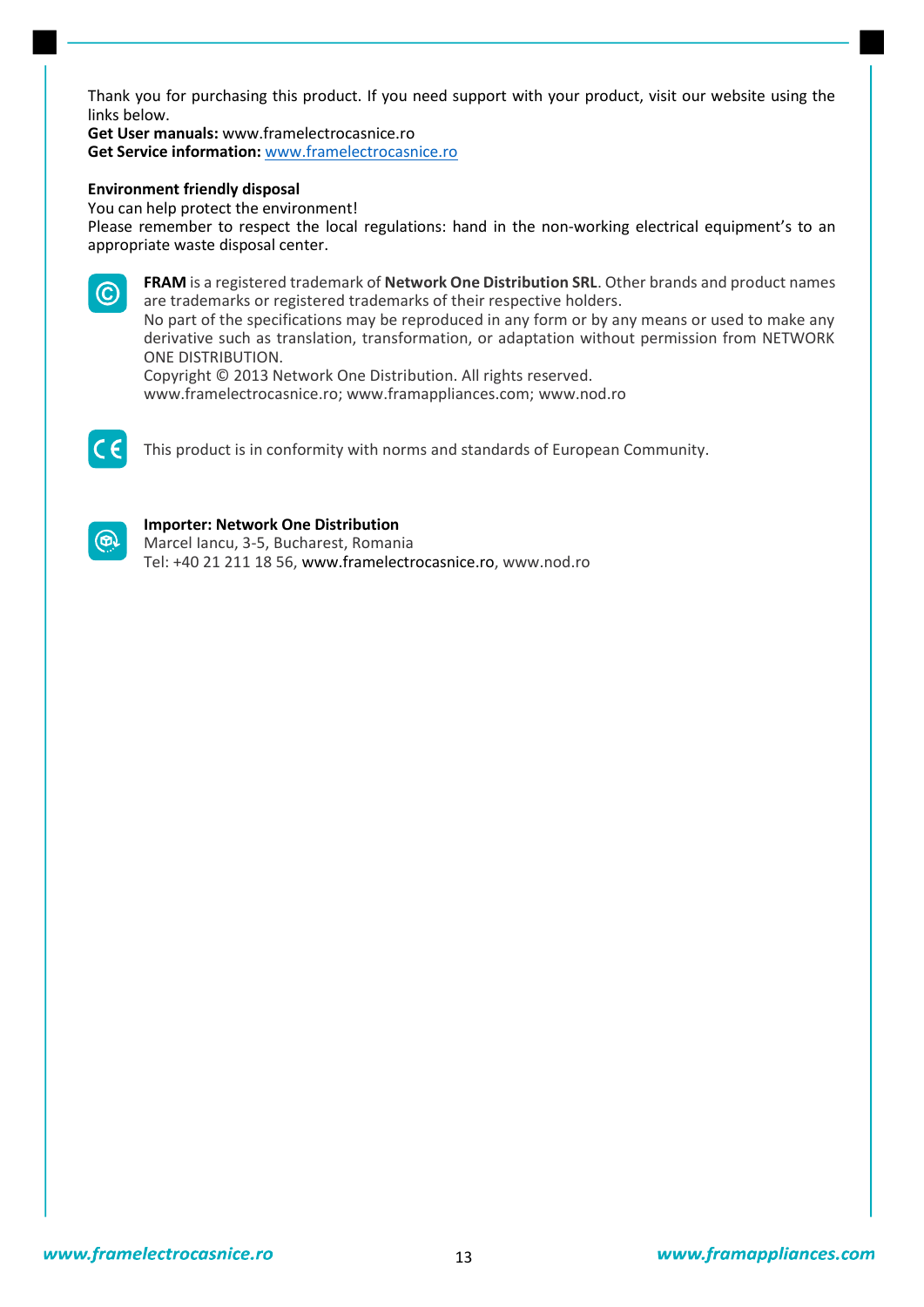Thank you for purchasing this product. If you need support with your product, visit our website using the links below.
**Get User manuals:** www.framelectrocasnice.ro
**Get Service information:** www.framelectrocasnice.ro

**Environment friendly disposal**
You can help protect the environment!
Please remember to respect the local regulations: hand in the non-working electrical equipment's to an appropriate waste disposal center.

**FRAM** is a registered trademark of **Network One Distribution SRL**. Other brands and product names are trademarks or registered trademarks of their respective holders.
No part of the specifications may be reproduced in any form or by any means or used to make any derivative such as translation, transformation, or adaptation without permission from NETWORK ONE DISTRIBUTION.
Copyright © 2013 Network One Distribution. All rights reserved.
www.framelectrocasnice.ro; www.framappliances.com; www.nod.ro

This product is in conformity with norms and standards of European Community.

**Importer: Network One Distribution**
Marcel Iancu, 3-5, Bucharest, Romania
Tel: +40 21 211 18 56, www.framelectrocasnice.ro, www.nod.ro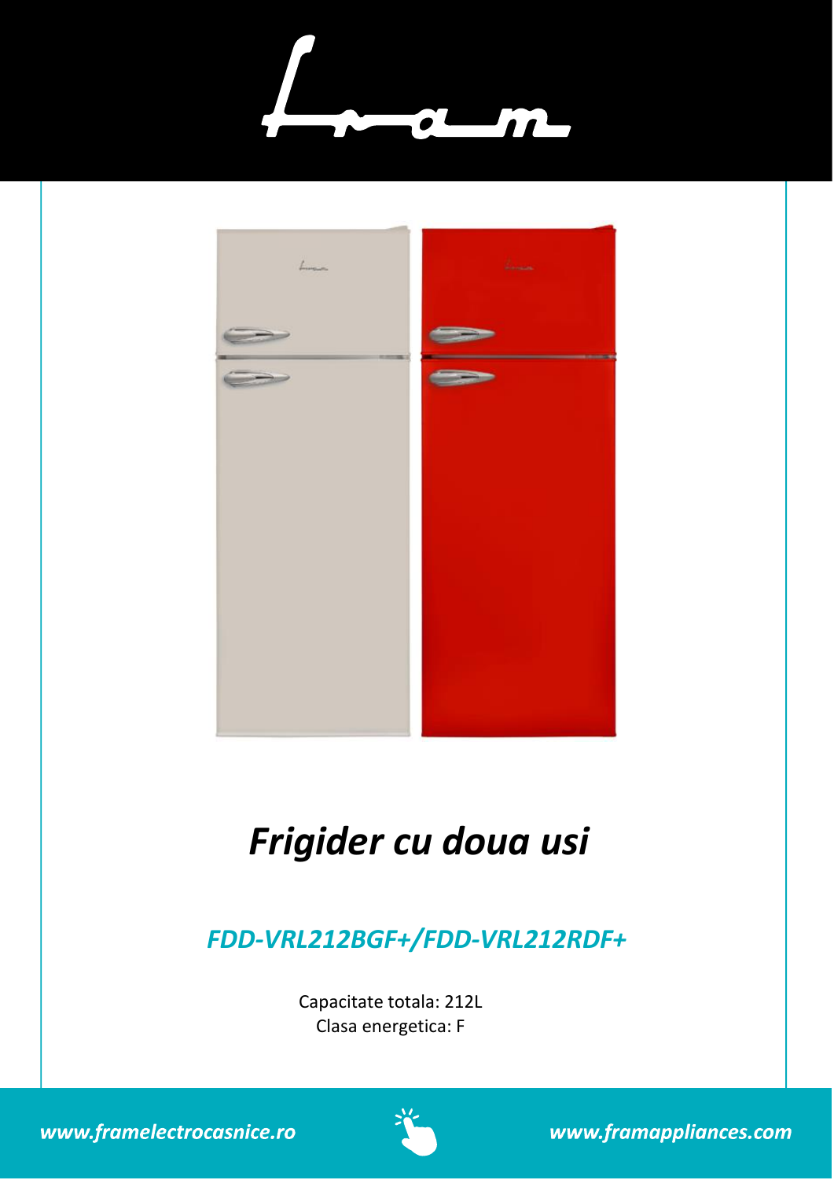# *Frigider cu doua usi*

## *FDD-VRL212BGF+/FDD-VRL212RDF+*

Capacitate totala: 212L
Clasa energetica: F

*www.framelectrocasnice.ro* *www.framappliances.com*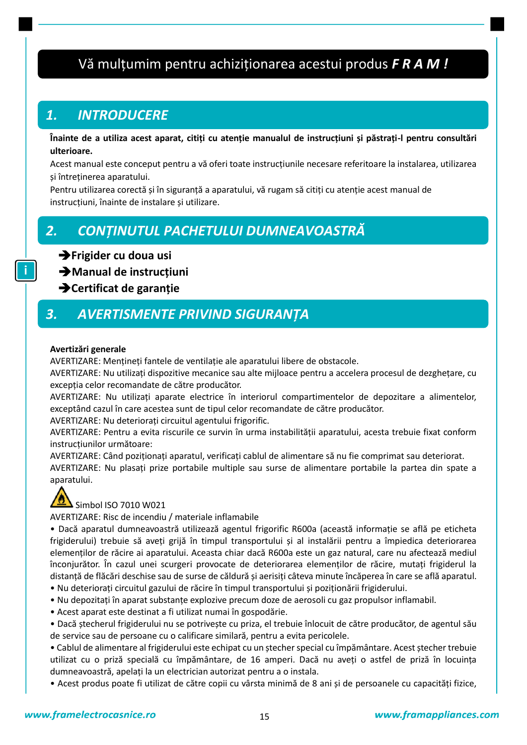# Vă mulțumim pentru achiziționarea acestui produs *F R A M !*

## 1. INTRODUCERE

**Înainte de a utiliza acest aparat, citiți cu atenție manualul de instrucțiuni și păstrați-l pentru consultări ulterioare.**

Acest manual este conceput pentru a vă oferi toate instrucțiunile necesare referitoare la instalarea, utilizarea și întreținerea aparatului.

Pentru utilizarea corectă și în siguranță a aparatului, vă rugam să citiți cu atenție acest manual de instrucțiuni, înainte de instalare și utilizare.

## 2. CONȚINUTUL PACHETULUI DUMNEAVOASTRĂ

- ➔**Frigider cu doua usi**
- ➔**Manual de instrucțiuni**
- ➔**Certificat de garanție**

## 3. AVERTISMENTE PRIVIND SIGURANȚA

**Avertizări generale**

AVERTIZARE: Mențineți fantele de ventilație ale aparatului libere de obstacole.

AVERTIZARE: Nu utilizați dispozitive mecanice sau alte mijloace pentru a accelera procesul de dezghețare, cu excepția celor recomandate de către producător.

AVERTIZARE: Nu utilizați aparate electrice în interiorul compartimentelor de depozitare a alimentelor, exceptând cazul în care acestea sunt de tipul celor recomandate de către producător.

AVERTIZARE: Nu deteriorați circuitul agentului frigorific.

AVERTIZARE: Pentru a evita riscurile ce survin în urma instabilității aparatului, acesta trebuie fixat conform instrucțiunilor următoare:

AVERTIZARE: Când poziționați aparatul, verificați cablul de alimentare să nu fie comprimat sau deteriorat.

AVERTIZARE: Nu plasați prize portabile multiple sau surse de alimentare portabile la partea din spate a aparatului.

Simbol ISO 7010 W021

AVERTIZARE: Risc de incendiu / materiale inflamabile

• Dacă aparatul dumneavoastră utilizează agentul frigorific R600a (această informație se află pe eticheta frigiderului) trebuie să aveți grijă în timpul transportului și al instalării pentru a împiedica deteriorarea elemenților de răcire ai aparatului. Aceasta chiar dacă R600a este un gaz natural, care nu afectează mediul înconjurător. În cazul unei scurgeri provocate de deteriorarea elemenților de răcire, mutați frigiderul la distanță de flăcări deschise sau de surse de căldură și aerisiți câteva minute încăperea în care se află aparatul.

• Nu deteriorați circuitul gazului de răcire în timpul transportului și poziționării frigiderului.

• Nu depozitați în aparat substanțe explozive precum doze de aerosoli cu gaz propulsor inflamabil.

• Acest aparat este destinat a fi utilizat numai în gospodărie.

• Dacă ștecherul frigiderului nu se potrivește cu priza, el trebuie înlocuit de către producător, de agentul său de service sau de persoane cu o calificare similară, pentru a evita pericolele.

• Cablul de alimentare al frigiderului este echipat cu un ștecher special cu împământare. Acest ștecher trebuie utilizat cu o priză specială cu împământare, de 16 amperi. Dacă nu aveți o astfel de priză în locuința dumneavoastră, apelați la un electrician autorizat pentru a o instala.

• Acest produs poate fi utilizat de către copii cu vârsta minimă de 8 ani și de persoanele cu capacități fizice,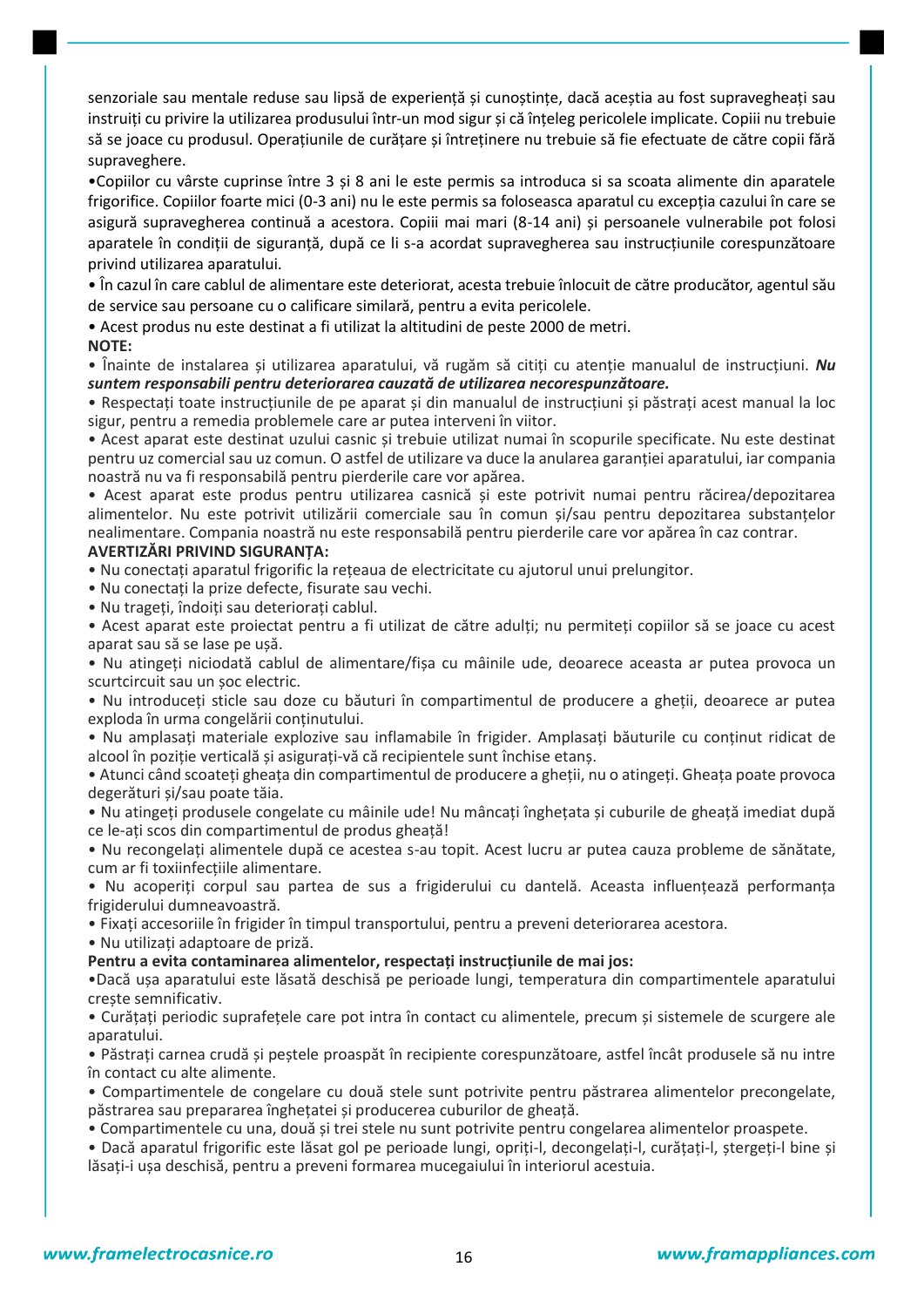senzoriale sau mentale reduse sau lipsă de experiență și cunoștințe, dacă aceștia au fost supravegheați sau instruiți cu privire la utilizarea produsului într-un mod sigur și că înțeleg pericolele implicate. Copiii nu trebuie să se joace cu produsul. Operațiunile de curățare și întreținere nu trebuie să fie efectuate de către copii fără supraveghere.

•Copiilor cu vârste cuprinse între 3 și 8 ani le este permis sa introduca si sa scoata alimente din aparatele frigorifice. Copiilor foarte mici (0-3 ani) nu le este permis sa foloseasca aparatul cu excepția cazului în care se asigură supravegherea continuă a acestora. Copiii mai mari (8-14 ani) și persoanele vulnerabile pot folosi aparatele în condiții de siguranță, după ce li s-a acordat supravegherea sau instrucțiunile corespunzătoare privind utilizarea aparatului.

• În cazul în care cablul de alimentare este deteriorat, acesta trebuie înlocuit de către producător, agentul său de service sau persoane cu o calificare similară, pentru a evita pericolele.

• Acest produs nu este destinat a fi utilizat la altitudini de peste 2000 de metri.

**NOTE:**

• Înainte de instalarea și utilizarea aparatului, vă rugăm să citiți cu atenție manualul de instrucțiuni. ***Nu suntem responsabili pentru deteriorarea cauzată de utilizarea necorespunzătoare.***

• Respectați toate instrucțiunile de pe aparat și din manualul de instrucțiuni și păstrați acest manual la loc sigur, pentru a remedia problemele care ar putea interveni în viitor.

• Acest aparat este destinat uzului casnic și trebuie utilizat numai în scopurile specificate. Nu este destinat pentru uz comercial sau uz comun. O astfel de utilizare va duce la anularea garanției aparatului, iar compania noastră nu va fi responsabilă pentru pierderile care vor apărea.

• Acest aparat este produs pentru utilizarea casnică și este potrivit numai pentru răcirea/depozitarea alimentelor. Nu este potrivit utilizării comerciale sau în comun și/sau pentru depozitarea substanțelor nealimentare. Compania noastră nu este responsabilă pentru pierderile care vor apărea în caz contrar.

**AVERTIZĂRI PRIVIND SIGURANȚA:**

• Nu conectați aparatul frigorific la rețeaua de electricitate cu ajutorul unui prelungitor.

• Nu conectați la prize defecte, fisurate sau vechi.

• Nu trageți, îndoiți sau deteriorați cablul.

• Acest aparat este proiectat pentru a fi utilizat de către adulți; nu permiteți copiilor să se joace cu acest aparat sau să se lase pe ușă.

• Nu atingeți niciodată cablul de alimentare/fișa cu mâinile ude, deoarece aceasta ar putea provoca un scurtcircuit sau un șoc electric.

• Nu introduceți sticle sau doze cu băuturi în compartimentul de producere a gheții, deoarece ar putea exploda în urma congelării conținutului.

• Nu amplasați materiale explozive sau inflamabile în frigider. Amplasați băuturile cu conținut ridicat de alcool în poziție verticală și asigurați-vă că recipientele sunt închise etanș.

• Atunci când scoateți gheața din compartimentul de producere a gheții, nu o atingeți. Gheața poate provoca degerături și/sau poate tăia.

• Nu atingeți produsele congelate cu mâinile ude! Nu mâncați înghețata și cuburile de gheață imediat după ce le-ați scos din compartimentul de produs gheață!

• Nu recongelați alimentele după ce acestea s-au topit. Acest lucru ar putea cauza probleme de sănătate, cum ar fi toxiinfecțiile alimentare.

• Nu acoperiți corpul sau partea de sus a frigiderului cu dantelă. Aceasta influențează performanța frigiderului dumneavoastră.

• Fixați accesoriile în frigider în timpul transportului, pentru a preveni deteriorarea acestora.

• Nu utilizați adaptoare de priză.

**Pentru a evita contaminarea alimentelor, respectați instrucțiunile de mai jos:**

•Dacă ușa aparatului este lăsată deschisă pe perioade lungi, temperatura din compartimentele aparatului crește semnificativ.

• Curățați periodic suprafețele care pot intra în contact cu alimentele, precum și sistemele de scurgere ale aparatului.

• Păstrați carnea crudă și peștele proaspăt în recipiente corespunzătoare, astfel încât produsele să nu intre în contact cu alte alimente.

• Compartimentele de congelare cu două stele sunt potrivite pentru păstrarea alimentelor precongelate, păstrarea sau prepararea înghețatei și producerea cuburilor de gheață.

• Compartimentele cu una, două și trei stele nu sunt potrivite pentru congelarea alimentelor proaspete.

• Dacă aparatul frigorific este lăsat gol pe perioade lungi, opriți-l, decongelați-l, curățați-l, ștergeți-l bine și lăsați-i ușa deschisă, pentru a preveni formarea mucegaiului în interiorul acestuia.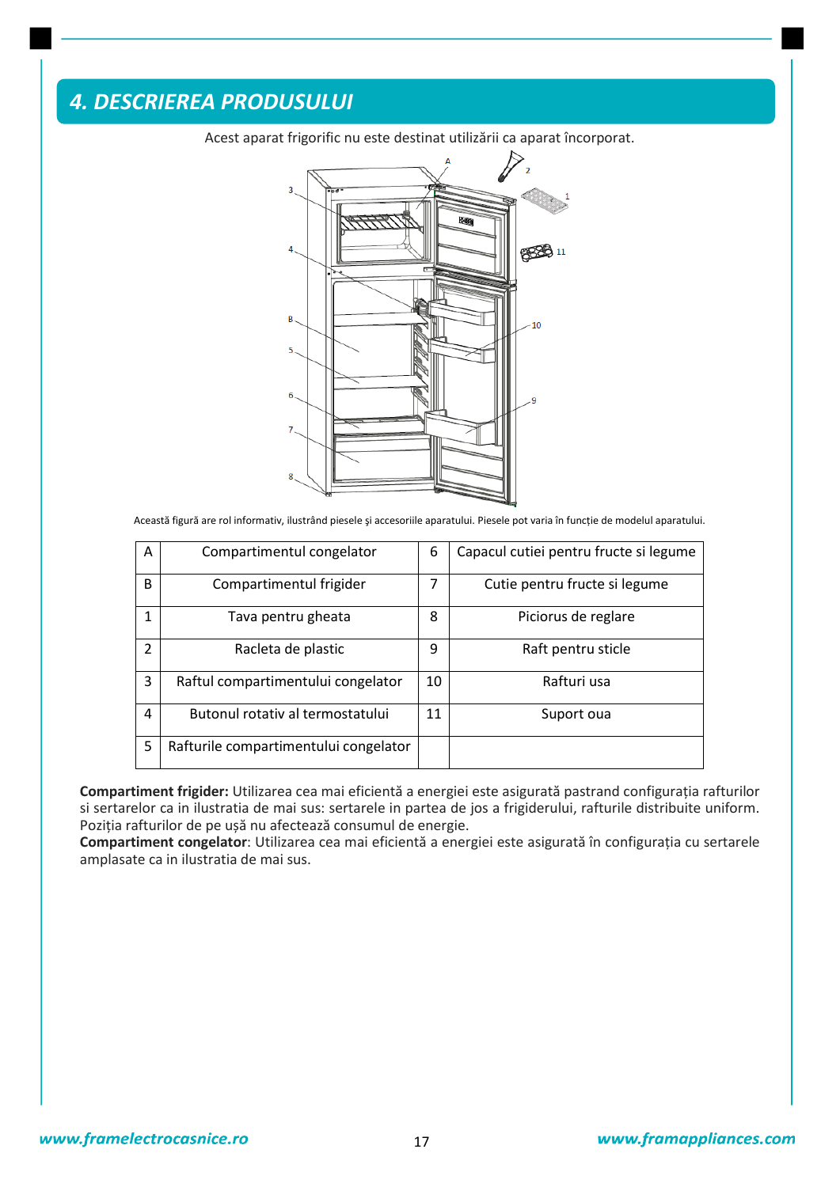## 4. DESCRIEREA PRODUSULUI

Acest aparat frigorific nu este destinat utilizării ca aparat încorporat.

Această figură are rol informativ, ilustrând piesele şi accesoriile aparatului. Piesele pot varia în funcţie de modelul aparatului.

| A | Compartimentul congelator | 6 | Capacul cutiei pentru fructe si legume |
|---|---|---|---|
| B | Compartimentul frigider | 7 | Cutie pentru fructe si legume |
| 1 | Tava pentru gheata | 8 | Piciorus de reglare |
| 2 | Racleta de plastic | 9 | Raft pentru sticle |
| 3 | Raftul compartimentului congelator | 10 | Rafturi usa |
| 4 | Butonul rotativ al termostatului | 11 | Suport oua |
| 5 | Rafturile compartimentului congelator | | |

**Compartiment frigider:** Utilizarea cea mai eficientă a energiei este asigurată pastrand configurația rafturilor si sertarelor ca in ilustratia de mai sus: sertarele in partea de jos a frigiderului, rafturile distribuite uniform. Poziția rafturilor de pe ușă nu afectează consumul de energie.
**Compartiment congelator**: Utilizarea cea mai eficientă a energiei este asigurată în configurația cu sertarele amplasate ca in ilustratia de mai sus.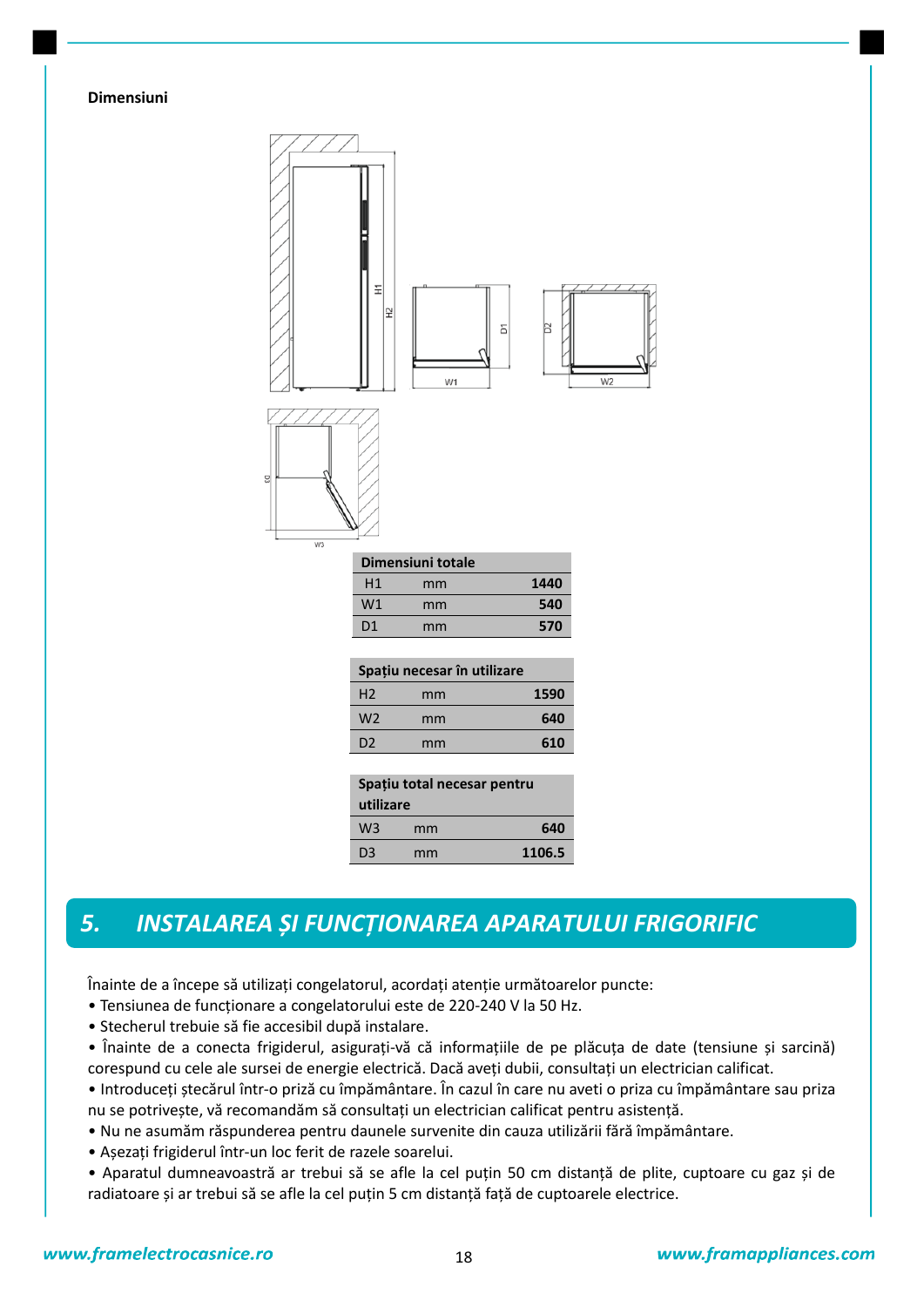**Dimensiuni**

| Dimensiuni totale | | |
|---|---|---|
| H1 | mm | **1440** |
| W1 | mm | **540** |
| D1 | mm | **570** |

| Spațiu necesar în utilizare | | |
|---|---|---|
| H2 | mm | **1590** |
| W2 | mm | **640** |
| D2 | mm | **610** |

| Spațiu total necesar pentru utilizare | | |
|---|---|---|
| W3 | mm | **640** |
| D3 | mm | **1106.5** |

## 5. INSTALAREA ȘI FUNCȚIONAREA APARATULUI FRIGORIFIC

Înainte de a începe să utilizați congelatorul, acordați atenție următoarelor puncte:

- Tensiunea de funcționare a congelatorului este de 220-240 V la 50 Hz.
- Stecherul trebuie să fie accesibil după instalare.
- Înainte de a conecta frigiderul, asigurați-vă că informațiile de pe plăcuța de date (tensiune și sarcină) corespund cu cele ale sursei de energie electrică. Dacă aveți dubii, consultați un electrician calificat.
- Introduceți ștecărul într-o priză cu împământare. În cazul în care nu aveti o priza cu împământare sau priza nu se potrivește, vă recomandăm să consultați un electrician calificat pentru asistență.
- Nu ne asumăm răspunderea pentru daunele survenite din cauza utilizării fără împământare.
- Așezați frigiderul într-un loc ferit de razele soarelui.
- Aparatul dumneavoastră ar trebui să se afle la cel puțin 50 cm distanță de plite, cuptoare cu gaz și de radiatoare și ar trebui să se afle la cel puțin 5 cm distanță față de cuptoarele electrice.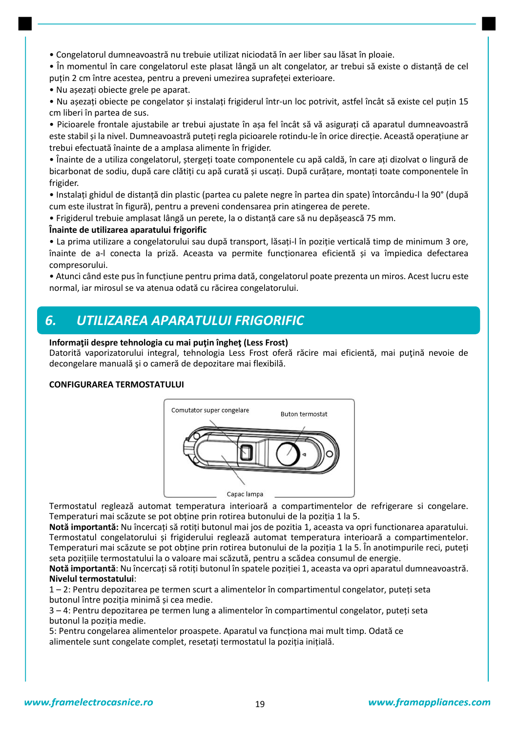- Congelatorul dumneavoastră nu trebuie utilizat niciodată în aer liber sau lăsat în ploaie.
- În momentul în care congelatorul este plasat lângă un alt congelator, ar trebui să existe o distanță de cel puțin 2 cm între acestea, pentru a preveni umezirea suprafeței exterioare.
- Nu așezați obiecte grele pe aparat.
- Nu așezați obiecte pe congelator și instalați frigiderul într-un loc potrivit, astfel încât să existe cel puțin 15 cm liberi în partea de sus.
- Picioarele frontale ajustabile ar trebui ajustate în așa fel încât să vă asigurați că aparatul dumneavoastră este stabil și la nivel. Dumneavoastră puteți regla picioarele rotindu-le în orice direcție. Această operațiune ar trebui efectuată înainte de a amplasa alimente în frigider.
- Înainte de a utiliza congelatorul, ștergeți toate componentele cu apă caldă, în care ați dizolvat o lingură de bicarbonat de sodiu, după care clătiți cu apă curată și uscați. După curățare, montați toate componentele în frigider.
- Instalați ghidul de distanță din plastic (partea cu palete negre în partea din spate) întorcându-l la 90° (după cum este ilustrat în figură), pentru a preveni condensarea prin atingerea de perete.
- Frigiderul trebuie amplasat lângă un perete, la o distanță care să nu depășească 75 mm.

**Înainte de utilizarea aparatului frigorific**

- La prima utilizare a congelatorului sau după transport, lăsați-l în poziție verticală timp de minimum 3 ore, înainte de a-l conecta la priză. Aceasta va permite funcționarea eficientă și va împiedica defectarea compresorului.
- Atunci când este pus în funcțiune pentru prima dată, congelatorul poate prezenta un miros. Acest lucru este normal, iar mirosul se va atenua odată cu răcirea congelatorului.

## 6. UTILIZAREA APARATULUI FRIGORIFIC

**Informații despre tehnologia cu mai puțin îngheț (Less Frost)**
Datorită vaporizatorului integral, tehnologia Less Frost oferă răcire mai eficientă, mai puțină nevoie de decongelare manuală și o cameră de depozitare mai flexibilă.

**CONFIGURAREA TERMOSTATULUI**

Comutator super congelare
Buton termostat
Capac lampa

Termostatul reglează automat temperatura interioară a compartimentelor de refrigerare si congelare. Temperaturi mai scăzute se pot obține prin rotirea butonului de la poziția 1 la 5.
**Notă importantă:** Nu încercați să rotiți butonul mai jos de pozitia 1, aceasta va opri functionarea aparatului. Termostatul congelatorului și frigiderului reglează automat temperatura interioară a compartimentelor. Temperaturi mai scăzute se pot obține prin rotirea butonului de la poziția 1 la 5. În anotimpurile reci, puteți seta pozițiile termostatului la o valoare mai scăzută, pentru a scădea consumul de energie.
**Notă importantă**: Nu încercați să rotiți butonul în spatele poziției 1, aceasta va opri aparatul dumneavoastră.
**Nivelul termostatului**:
1 – 2: Pentru depozitarea pe termen scurt a alimentelor în compartimentul congelator, puteți seta butonul între poziția minimă și cea medie.
3 – 4: Pentru depozitarea pe termen lung a alimentelor în compartimentul congelator, puteți seta butonul la poziția medie.
5: Pentru congelarea alimentelor proaspete. Aparatul va funcționa mai mult timp. Odată ce alimentele sunt congelate complet, resetați termostatul la poziția inițială.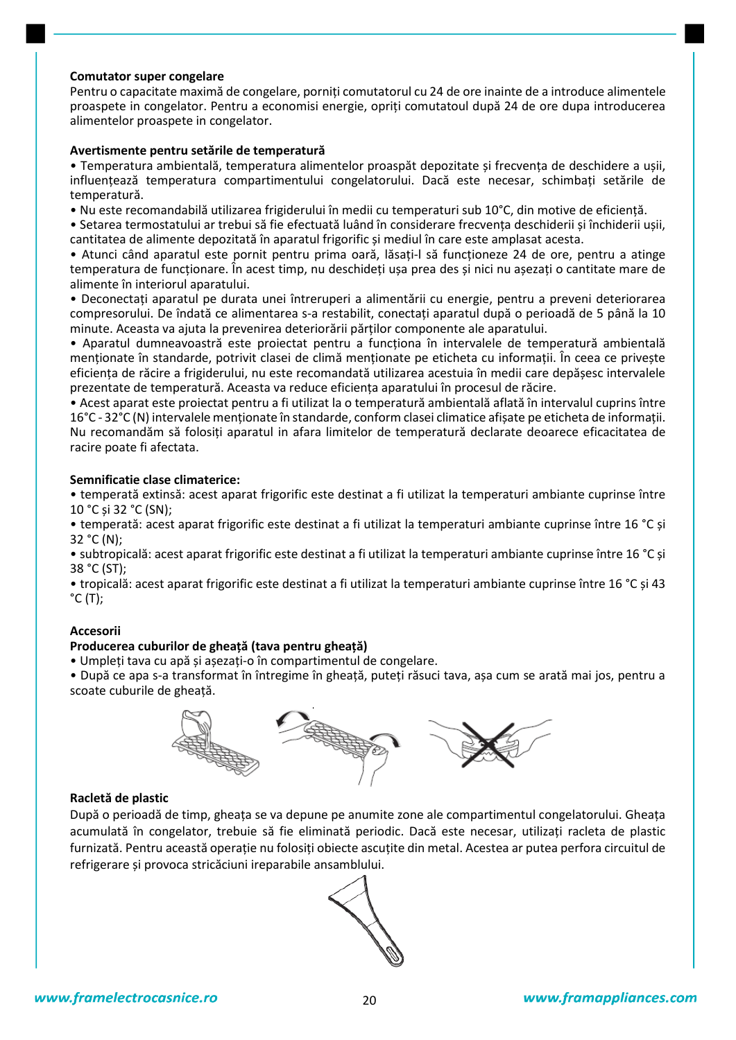**Comutator super congelare**

Pentru o capacitate maximă de congelare, porniți comutatorul cu 24 de ore inainte de a introduce alimentele proaspete in congelator. Pentru a economisi energie, opriți comutatoul după 24 de ore dupa introducerea alimentelor proaspete in congelator.

**Avertismente pentru setările de temperatură**

- Temperatura ambientală, temperatura alimentelor proaspăt depozitate și frecvența de deschidere a ușii, influențează temperatura compartimentului congelatorului. Dacă este necesar, schimbați setările de temperatură.
- Nu este recomandabilă utilizarea frigiderului în medii cu temperaturi sub 10°C, din motive de eficiență.
- Setarea termostatului ar trebui să fie efectuată luând în considerare frecvența deschiderii și închiderii ușii, cantitatea de alimente depozitată în aparatul frigorific și mediul în care este amplasat acesta.
- Atunci când aparatul este pornit pentru prima oară, lăsați-l să funcționeze 24 de ore, pentru a atinge temperatura de funcționare. În acest timp, nu deschideți ușa prea des și nici nu așezați o cantitate mare de alimente în interiorul aparatului.
- Deconectați aparatul pe durata unei întreruperi a alimentării cu energie, pentru a preveni deteriorarea compresorului. De îndată ce alimentarea s-a restabilit, conectați aparatul după o perioadă de 5 până la 10 minute. Aceasta va ajuta la prevenirea deteriorării părților componente ale aparatului.
- Aparatul dumneavoastră este proiectat pentru a funcționa în intervalele de temperatură ambientală menționate în standarde, potrivit clasei de climă menționate pe eticheta cu informații. În ceea ce privește eficiența de răcire a frigiderului, nu este recomandată utilizarea acestuia în medii care depășesc intervalele prezentate de temperatură. Aceasta va reduce eficiența aparatului în procesul de răcire.
- Acest aparat este proiectat pentru a fi utilizat la o temperatură ambientală aflată în intervalul cuprins între 16°C - 32°C (N) intervalele menționate în standarde, conform clasei climatice afișate pe eticheta de informații. Nu recomandăm să folosiți aparatul in afara limitelor de temperatură declarate deoarece eficacitatea de racire poate fi afectata.

**Semnificatie clase climaterice:**

- temperată extinsă: acest aparat frigorific este destinat a fi utilizat la temperaturi ambiante cuprinse între 10 °C și 32 °C (SN);
- temperată: acest aparat frigorific este destinat a fi utilizat la temperaturi ambiante cuprinse între 16 °C și 32 °C (N);
- subtropicală: acest aparat frigorific este destinat a fi utilizat la temperaturi ambiante cuprinse între 16 °C și 38 °C (ST);
- tropicală: acest aparat frigorific este destinat a fi utilizat la temperaturi ambiante cuprinse între 16 °C și 43 °C (T);

**Accesorii**

**Producerea cuburilor de gheață (tava pentru gheață)**

- Umpleți tava cu apă și așezați-o în compartimentul de congelare.
- După ce apa s-a transformat în întregime în gheață, puteți răsuci tava, așa cum se arată mai jos, pentru a scoate cuburile de gheață.

**Racletă de plastic**

După o perioadă de timp, gheața se va depune pe anumite zone ale compartimentul congelatorului. Gheața acumulată în congelator, trebuie să fie eliminată periodic. Dacă este necesar, utilizați racleta de plastic furnizată. Pentru această operație nu folosiți obiecte ascuțite din metal. Acestea ar putea perfora circuitul de refrigerare și provoca stricăciuni ireparabile ansamblului.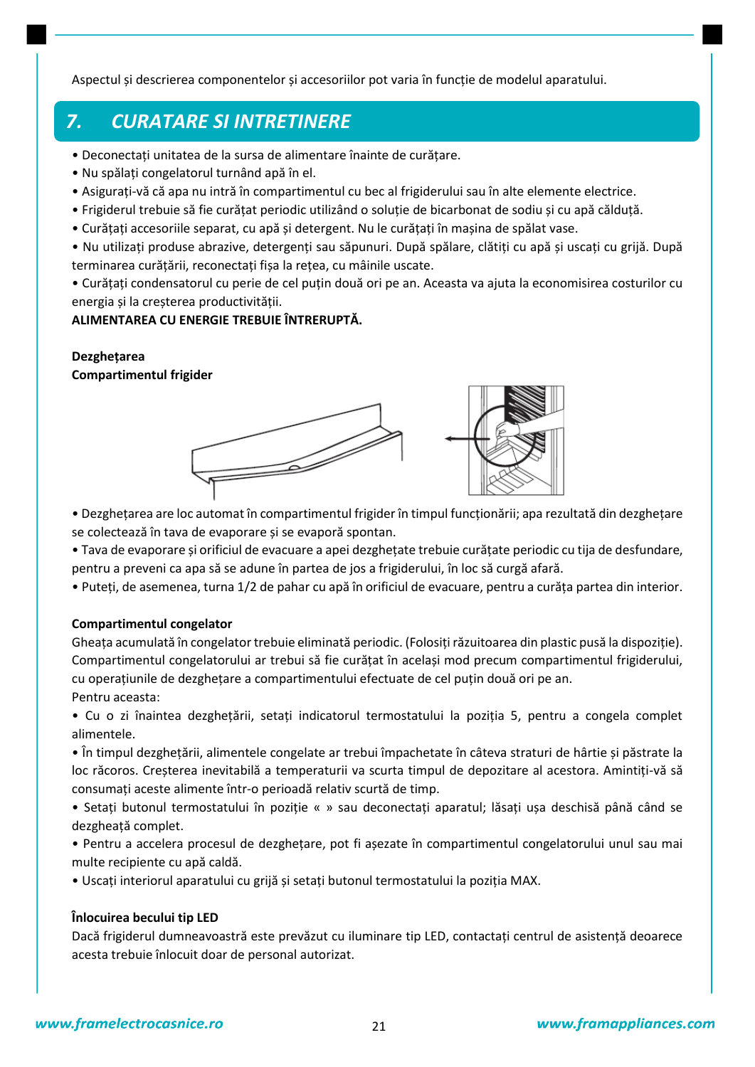Aspectul și descrierea componentelor și accesoriilor pot varia în funcție de modelul aparatului.

## 7. CURATARE SI INTRETINERE

- Deconectați unitatea de la sursa de alimentare înainte de curățare.
- Nu spălați congelatorul turnând apă în el.
- Asigurați-vă că apa nu intră în compartimentul cu bec al frigiderului sau în alte elemente electrice.
- Frigiderul trebuie să fie curățat periodic utilizând o soluție de bicarbonat de sodiu și cu apă călduță.
- Curățați accesoriile separat, cu apă și detergent. Nu le curățați în mașina de spălat vase.
- Nu utilizați produse abrazive, detergenți sau săpunuri. După spălare, clătiți cu apă și uscați cu grijă. După terminarea curățării, reconectați fișa la rețea, cu mâinile uscate.
- Curățați condensatorul cu perie de cel puțin două ori pe an. Aceasta va ajuta la economisirea costurilor cu energia și la creșterea productivității.

**ALIMENTAREA CU ENERGIE TREBUIE ÎNTRERUPTĂ.**

**Dezghețarea**

**Compartimentul frigider**

- Dezghețarea are loc automat în compartimentul frigider în timpul funcționării; apa rezultată din dezghețare se colectează în tava de evaporare și se evaporă spontan.
- Tava de evaporare și orificiul de evacuare a apei dezghețate trebuie curățate periodic cu tija de desfundare, pentru a preveni ca apa să se adune în partea de jos a frigiderului, în loc să curgă afară.
- Puteți, de asemenea, turna 1/2 de pahar cu apă în orificiul de evacuare, pentru a curăța partea din interior.

**Compartimentul congelator**

Gheața acumulată în congelator trebuie eliminată periodic. (Folosiți răzuitoarea din plastic pusă la dispoziție). Compartimentul congelatorului ar trebui să fie curățat în același mod precum compartimentul frigiderului, cu operațiunile de dezghețare a compartimentului efectuate de cel puțin două ori pe an.

Pentru aceasta:

- Cu o zi înaintea dezghețării, setați indicatorul termostatului la poziția 5, pentru a congela complet alimentele.
- În timpul dezghețării, alimentele congelate ar trebui împachetate în câteva straturi de hârtie și păstrate la loc răcoros. Creșterea inevitabilă a temperaturii va scurta timpul de depozitare al acestora. Amintiți-vă să consumați aceste alimente într-o perioadă relativ scurtă de timp.
- Setați butonul termostatului în poziție « » sau deconectați aparatul; lăsați ușa deschisă până când se dezgheață complet.
- Pentru a accelera procesul de dezghețare, pot fi așezate în compartimentul congelatorului unul sau mai multe recipiente cu apă caldă.
- Uscați interiorul aparatului cu grijă și setați butonul termostatului la poziția MAX.

**Înlocuirea becului tip LED**

Dacă frigiderul dumneavoastră este prevăzut cu iluminare tip LED, contactați centrul de asistență deoarece acesta trebuie înlocuit doar de personal autorizat.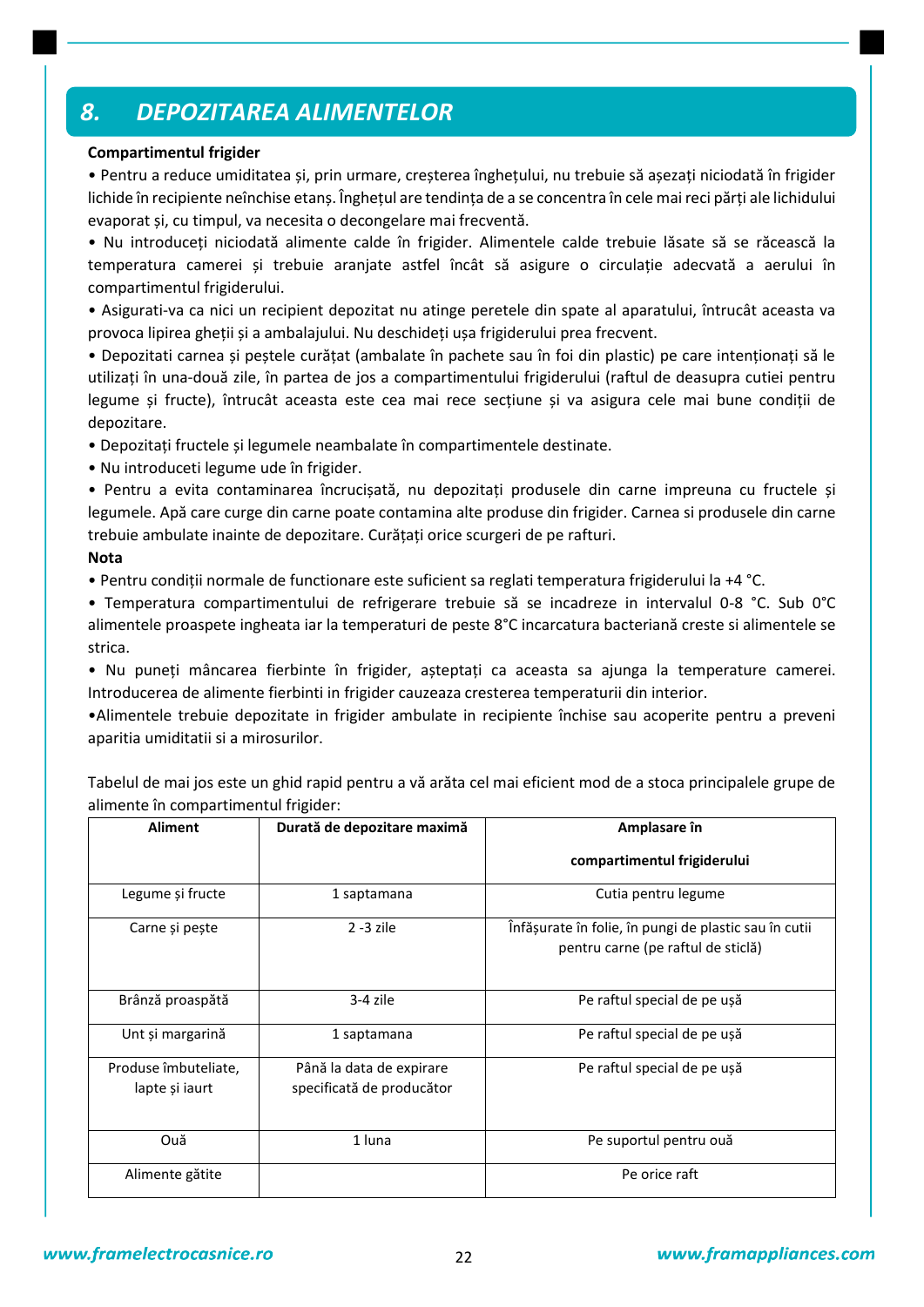## 8. DEPOZITAREA ALIMENTELOR

**Compartimentul frigider**

• Pentru a reduce umiditatea și, prin urmare, creșterea înghețului, nu trebuie să așezați niciodată în frigider lichide în recipiente neînchise etanș. Înghețul are tendința de a se concentra în cele mai reci părți ale lichidului evaporat și, cu timpul, va necesita o decongelare mai frecventă.

• Nu introduceți niciodată alimente calde în frigider. Alimentele calde trebuie lăsate să se răcească la temperatura camerei și trebuie aranjate astfel încât să asigure o circulație adecvată a aerului în compartimentul frigiderului.

• Asigurati-va ca nici un recipient depozitat nu atinge peretele din spate al aparatului, întrucât aceasta va provoca lipirea gheții și a ambalajului. Nu deschideți ușa frigiderului prea frecvent.

• Depozitati carnea și peștele curățat (ambalate în pachete sau în foi din plastic) pe care intenționați să le utilizați în una-două zile, în partea de jos a compartimentului frigiderului (raftul de deasupra cutiei pentru legume și fructe), întrucât aceasta este cea mai rece secțiune și va asigura cele mai bune condiții de depozitare.

• Depozitați fructele și legumele neambalate în compartimentele destinate.

• Nu introduceti legume ude în frigider.

• Pentru a evita contaminarea încrucișată, nu depozitați produsele din carne impreuna cu fructele și legumele. Apă care curge din carne poate contamina alte produse din frigider. Carnea si produsele din carne trebuie ambulate inainte de depozitare. Curățați orice scurgeri de pe rafturi.

**Nota**

• Pentru condiții normale de functionare este suficient sa reglati temperatura frigiderului la +4 °C.

• Temperatura compartimentului de refrigerare trebuie să se incadreze in intervalul 0-8 °C. Sub 0°C alimentele proaspete ingheata iar la temperaturi de peste 8°C incarcatura bacteriană creste si alimentele se strica.

• Nu puneți mâncarea fierbinte în frigider, așteptați ca aceasta sa ajunga la temperature camerei. Introducerea de alimente fierbinti in frigider cauzeaza cresterea temperaturii din interior.

•Alimentele trebuie depozitate in frigider ambulate in recipiente închise sau acoperite pentru a preveni aparitia umiditatii si a mirosurilor.

Tabelul de mai jos este un ghid rapid pentru a vă arăta cel mai eficient mod de a stoca principalele grupe de alimente în compartimentul frigider:

| Aliment | Durată de depozitare maximă | Amplasare în compartimentul frigiderului |
|---|---|---|
| Legume și fructe | 1 saptamana | Cutia pentru legume |
| Carne și pește | 2 -3 zile | Înfășurate în folie, în pungi de plastic sau în cutii pentru carne (pe raftul de sticlă) |
| Brânză proaspătă | 3-4 zile | Pe raftul special de pe ușă |
| Unt și margarină | 1 saptamana | Pe raftul special de pe ușă |
| Produse îmbuteliate, lapte și iaurt | Până la data de expirare specificată de producător | Pe raftul special de pe ușă |
| Ouă | 1 luna | Pe suportul pentru ouă |
| Alimente gătite | | Pe orice raft |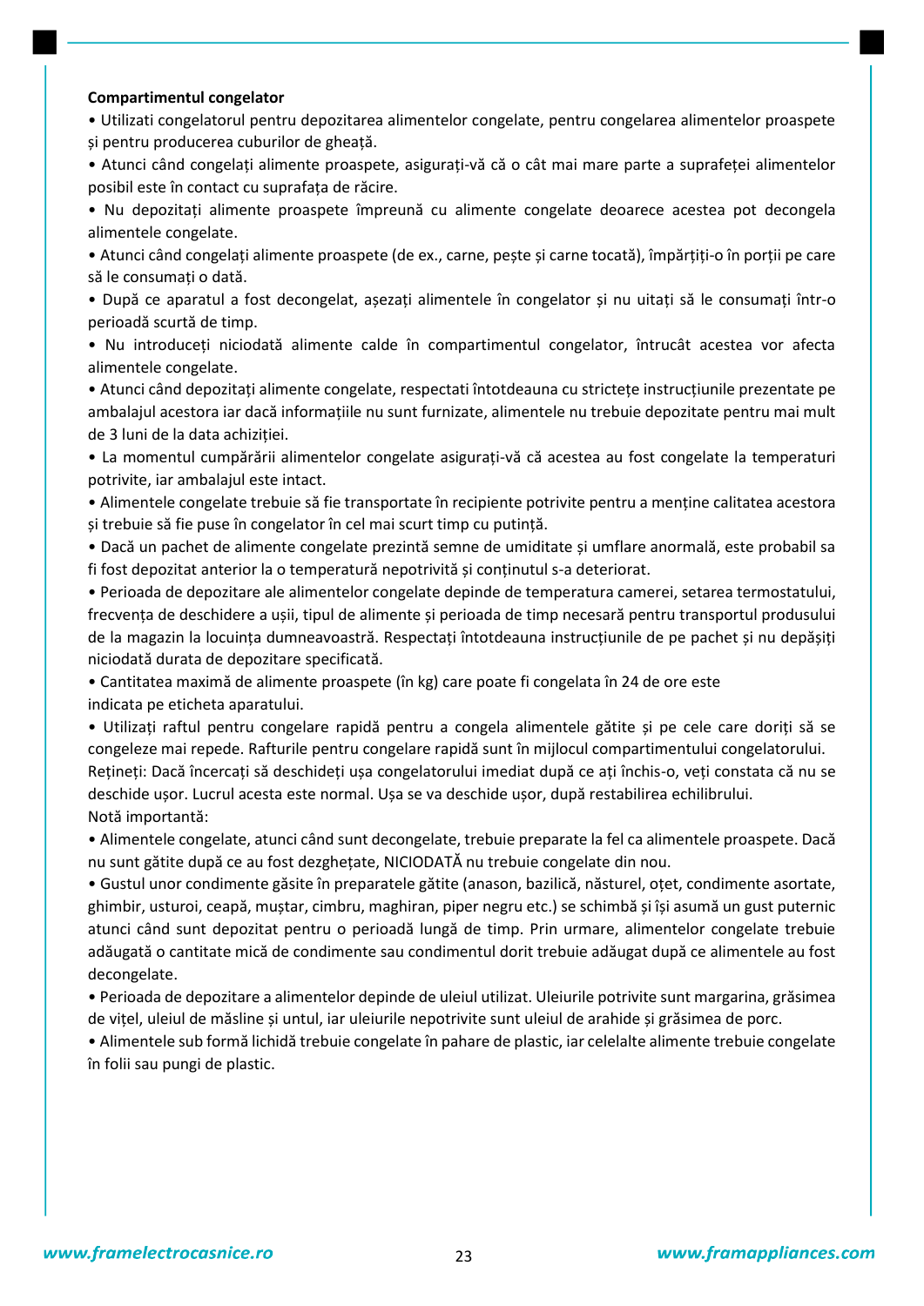**Compartimentul congelator**

- Utilizati congelatorul pentru depozitarea alimentelor congelate, pentru congelarea alimentelor proaspete și pentru producerea cuburilor de gheață.
- Atunci când congelați alimente proaspete, asigurați-vă că o cât mai mare parte a suprafeței alimentelor posibil este în contact cu suprafața de răcire.
- Nu depozitați alimente proaspete împreună cu alimente congelate deoarece acestea pot decongela alimentele congelate.
- Atunci când congelați alimente proaspete (de ex., carne, pește și carne tocată), împărțiți-o în porții pe care să le consumați o dată.
- După ce aparatul a fost decongelat, așezați alimentele în congelator și nu uitați să le consumați într-o perioadă scurtă de timp.
- Nu introduceți niciodată alimente calde în compartimentul congelator, întrucât acestea vor afecta alimentele congelate.
- Atunci când depozitați alimente congelate, respectati întotdeauna cu strictețe instrucțiunile prezentate pe ambalajul acestora iar dacă informațiile nu sunt furnizate, alimentele nu trebuie depozitate pentru mai mult de 3 luni de la data achiziției.
- La momentul cumpărării alimentelor congelate asigurați-vă că acestea au fost congelate la temperaturi potrivite, iar ambalajul este intact.
- Alimentele congelate trebuie să fie transportate în recipiente potrivite pentru a menține calitatea acestora și trebuie să fie puse în congelator în cel mai scurt timp cu putință.
- Dacă un pachet de alimente congelate prezintă semne de umiditate și umflare anormală, este probabil sa fi fost depozitat anterior la o temperatură nepotrivită și conținutul s-a deteriorat.
- Perioada de depozitare ale alimentelor congelate depinde de temperatura camerei, setarea termostatului, frecvența de deschidere a ușii, tipul de alimente și perioada de timp necesară pentru transportul produsului de la magazin la locuința dumneavoastră. Respectați întotdeauna instrucțiunile de pe pachet și nu depășiți niciodată durata de depozitare specificată.
- Cantitatea maximă de alimente proaspete (în kg) care poate fi congelata în 24 de ore este indicata pe eticheta aparatului.
- Utilizați raftul pentru congelare rapidă pentru a congela alimentele gătite și pe cele care doriți să se congeleze mai repede. Rafturile pentru congelare rapidă sunt în mijlocul compartimentului congelatorului.

Rețineți: Dacă încercați să deschideți ușa congelatorului imediat după ce ați închis-o, veți constata că nu se deschide ușor. Lucrul acesta este normal. Ușa se va deschide ușor, după restabilirea echilibrului.

Notă importantă:

- Alimentele congelate, atunci când sunt decongelate, trebuie preparate la fel ca alimentele proaspete. Dacă nu sunt gătite după ce au fost dezghețate, NICIODATĂ nu trebuie congelate din nou.
- Gustul unor condimente găsite în preparatele gătite (anason, bazilică, năsturel, oțet, condimente asortate, ghimbir, usturoi, ceapă, muștar, cimbru, maghiran, piper negru etc.) se schimbă și își asumă un gust puternic atunci când sunt depozitat pentru o perioadă lungă de timp. Prin urmare, alimentelor congelate trebuie adăugată o cantitate mică de condimente sau condimentul dorit trebuie adăugat după ce alimentele au fost decongelate.
- Perioada de depozitare a alimentelor depinde de uleiul utilizat. Uleiurile potrivite sunt margarina, grăsimea de vițel, uleiul de măsline și untul, iar uleiurile nepotrivite sunt uleiul de arahide și grăsimea de porc.
- Alimentele sub formă lichidă trebuie congelate în pahare de plastic, iar celelalte alimente trebuie congelate în folii sau pungi de plastic.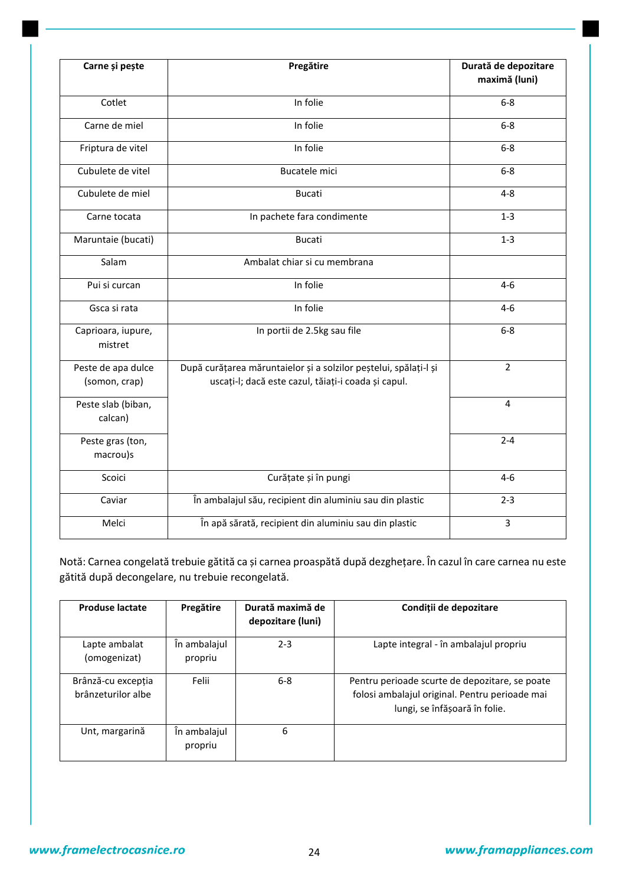| Carne și pește | Pregătire | Durată de depozitare maximă (luni) |
|---|---|---|
| Cotlet | In folie | 6-8 |
| Carne de miel | In folie | 6-8 |
| Friptura de vitel | In folie | 6-8 |
| Cubulete de vitel | Bucatele mici | 6-8 |
| Cubulete de miel | Bucati | 4-8 |
| Carne tocata | In pachete fara condimente | 1-3 |
| Maruntaie (bucati) | Bucati | 1-3 |
| Salam | Ambalat chiar si cu membrana | |
| Pui si curcan | In folie | 4-6 |
| Gsca si rata | In folie | 4-6 |
| Caprioara, iupure, mistret | In portii de 2.5kg sau file | 6-8 |
| Peste de apa dulce (somon, crap) | După curățarea măruntaielor și a solzilor peștelui, spălați-l și uscați-l; dacă este cazul, tăiați-i coada și capul. | 2 |
| Peste slab (biban, calcan) | | 4 |
| Peste gras (ton, macrou)s | | 2-4 |
| Scoici | Curățate și în pungi | 4-6 |
| Caviar | În ambalajul său, recipient din aluminiu sau din plastic | 2-3 |
| Melci | În apă sărată, recipient din aluminiu sau din plastic | 3 |

Notă: Carnea congelată trebuie gătită ca și carnea proaspătă după dezghețare. În cazul în care carnea nu este gătită după decongelare, nu trebuie recongelată.

| Produse lactate | Pregătire | Durată maximă de depozitare (luni) | Condiții de depozitare |
|---|---|---|---|
| Lapte ambalat (omogenizat) | În ambalajul propriu | 2-3 | Lapte integral - în ambalajul propriu |
| Brânză-cu excepția brânzeturilor albe | Felii | 6-8 | Pentru perioade scurte de depozitare, se poate folosi ambalajul original. Pentru perioade mai lungi, se înfășoară în folie. |
| Unt, margarină | În ambalajul propriu | 6 | |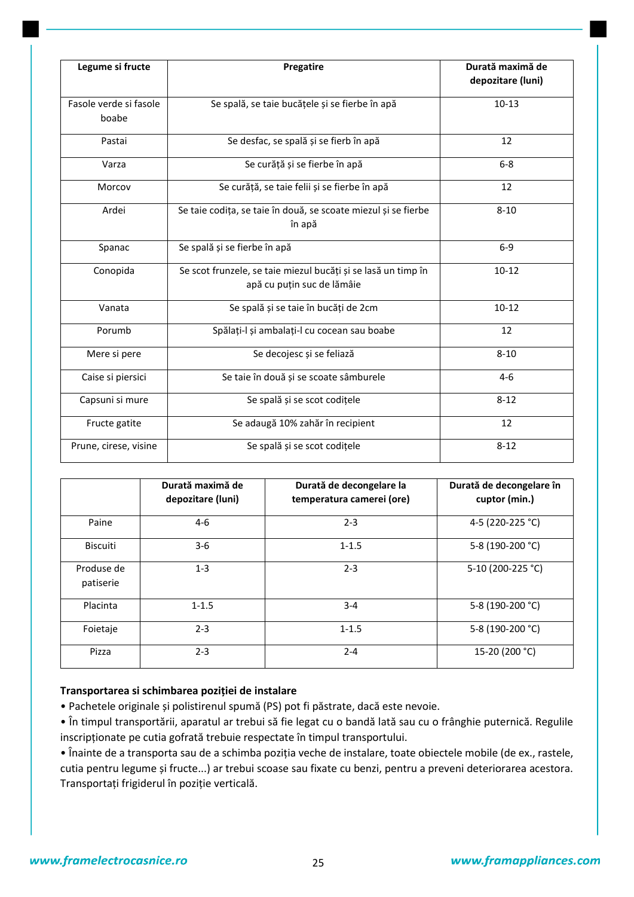| Legume si fructe | Pregatire | Durată maximă de depozitare (luni) |
|---|---|---|
| Fasole verde si fasole boabe | Se spală, se taie bucățele și se fierbe în apă | 10-13 |
| Pastai | Se desfac, se spală și se fierb în apă | 12 |
| Varza | Se curăță și se fierbe în apă | 6-8 |
| Morcov | Se curăță, se taie felii și se fierbe în apă | 12 |
| Ardei | Se taie codița, se taie în două, se scoate miezul și se fierbe în apă | 8-10 |
| Spanac | Se spală și se fierbe în apă | 6-9 |
| Conopida | Se scot frunzele, se taie miezul bucăți și se lasă un timp în apă cu puțin suc de lămâie | 10-12 |
| Vanata | Se spală și se taie în bucăți de 2cm | 10-12 |
| Porumb | Spălați-l și ambalați-l cu cocean sau boabe | 12 |
| Mere si pere | Se decojesc și se feliază | 8-10 |
| Caise si piersici | Se taie în două și se scoate sâmburele | 4-6 |
| Capsuni si mure | Se spală și se scot codițele | 8-12 |
| Fructe gatite | Se adaugă 10% zahăr în recipient | 12 |
| Prune, cirese, visine | Se spală și se scot codițele | 8-12 |

| | Durată maximă de depozitare (luni) | Durată de decongelare la temperatura camerei (ore) | Durată de decongelare în cuptor (min.) |
|---|---|---|---|
| Paine | 4-6 | 2-3 | 4-5 (220-225 °C) |
| Biscuiti | 3-6 | 1-1.5 | 5-8 (190-200 °C) |
| Produse de patiserie | 1-3 | 2-3 | 5-10 (200-225 °C) |
| Placinta | 1-1.5 | 3-4 | 5-8 (190-200 °C) |
| Foietaje | 2-3 | 1-1.5 | 5-8 (190-200 °C) |
| Pizza | 2-3 | 2-4 | 15-20 (200 °C) |

**Transportarea si schimbarea poziției de instalare**

- Pachetele originale și polistirenul spumă (PS) pot fi păstrate, dacă este nevoie.
- În timpul transportării, aparatul ar trebui să fie legat cu o bandă lată sau cu o frânghie puternică. Regulile inscripționate pe cutia gofrată trebuie respectate în timpul transportului.
- Înainte de a transporta sau de a schimba poziția veche de instalare, toate obiectele mobile (de ex., rastele, cutia pentru legume și fructe...) ar trebui scoase sau fixate cu benzi, pentru a preveni deteriorarea acestora. Transportați frigiderul în poziție verticală.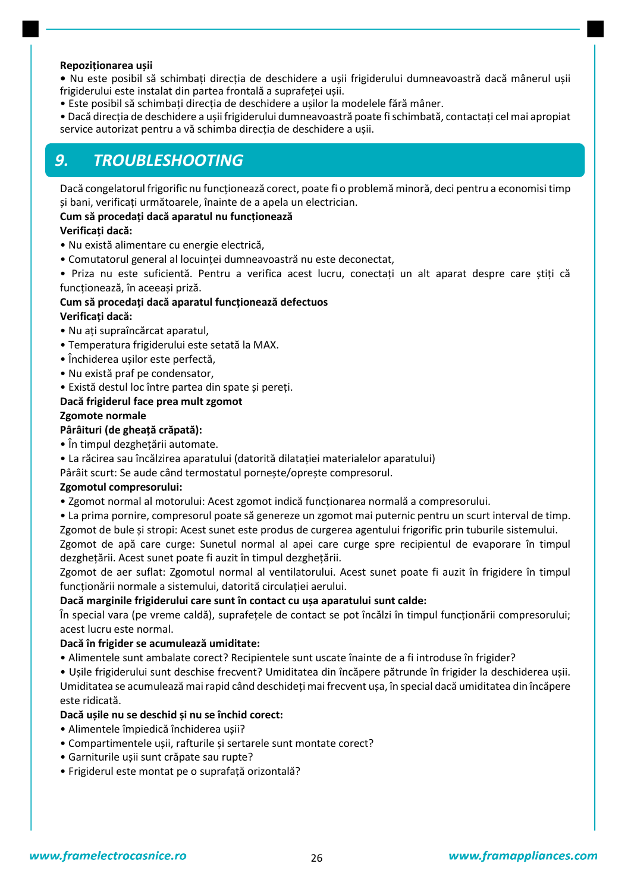**Repoziționarea ușii**

• Nu este posibil să schimbați direcția de deschidere a ușii frigiderului dumneavoastră dacă mânerul ușii frigiderului este instalat din partea frontală a suprafeței ușii.
• Este posibil să schimbați direcția de deschidere a ușilor la modelele fără mâner.
• Dacă direcția de deschidere a ușii frigiderului dumneavoastră poate fi schimbată, contactați cel mai apropiat service autorizat pentru a vă schimba direcția de deschidere a ușii.

## 9. TROUBLESHOOTING

Dacă congelatorul frigorific nu funcționează corect, poate fi o problemă minoră, deci pentru a economisi timp și bani, verificați următoarele, înainte de a apela un electrician.

**Cum să procedați dacă aparatul nu funcționează**

**Verificați dacă:**

• Nu există alimentare cu energie electrică,
• Comutatorul general al locuinței dumneavoastră nu este deconectat,
• Priza nu este suficientă. Pentru a verifica acest lucru, conectați un alt aparat despre care știți că funcționează, în aceeași priză.

**Cum să procedați dacă aparatul funcționează defectuos**

**Verificați dacă:**

• Nu ați supraîncărcat aparatul,
• Temperatura frigiderului este setată la MAX.
• Închiderea ușilor este perfectă,
• Nu există praf pe condensator,
• Există destul loc între partea din spate și pereți.

**Dacă frigiderul face prea mult zgomot**

**Zgomote normale**

**Pârâituri (de gheață crăpată):**

• În timpul dezghețării automate.
• La răcirea sau încălzirea aparatului (datorită dilatației materialelor aparatului)

Pârâit scurt: Se aude când termostatul pornește/oprește compresorul.

**Zgomotul compresorului:**

• Zgomot normal al motorului: Acest zgomot indică funcționarea normală a compresorului.
• La prima pornire, compresorul poate să genereze un zgomot mai puternic pentru un scurt interval de timp.

Zgomot de bule și stropi: Acest sunet este produs de curgerea agentului frigorific prin tuburile sistemului.

Zgomot de apă care curge: Sunetul normal al apei care curge spre recipientul de evaporare în timpul dezghețării. Acest sunet poate fi auzit în timpul dezghețării.

Zgomot de aer suflat: Zgomotul normal al ventilatorului. Acest sunet poate fi auzit în frigidere în timpul funcționării normale a sistemului, datorită circulației aerului.

**Dacă marginile frigiderului care sunt în contact cu ușa aparatului sunt calde:**

În special vara (pe vreme caldă), suprafețele de contact se pot încălzi în timpul funcționării compresorului; acest lucru este normal.

**Dacă în frigider se acumulează umiditate:**

• Alimentele sunt ambalate corect? Recipientele sunt uscate înainte de a fi introduse în frigider?
• Ușile frigiderului sunt deschise frecvent? Umiditatea din încăpere pătrunde în frigider la deschiderea ușii. Umiditatea se acumulează mai rapid când deschideți mai frecvent ușa, în special dacă umiditatea din încăpere este ridicată.

**Dacă ușile nu se deschid și nu se închid corect:**

• Alimentele împiedică închiderea ușii?
• Compartimentele ușii, rafturile și sertarele sunt montate corect?
• Garniturile ușii sunt crăpate sau rupte?
• Frigiderul este montat pe o suprafață orizontală?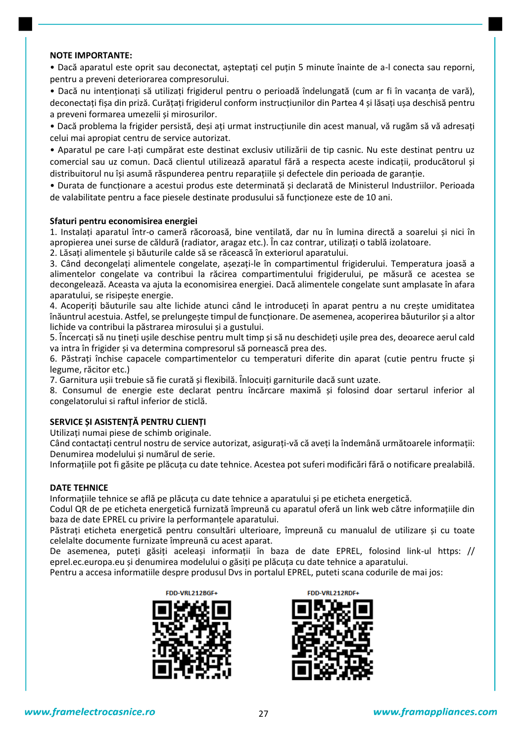**NOTE IMPORTANTE:**

• Dacă aparatul este oprit sau deconectat, așteptați cel puțin 5 minute înainte de a-l conecta sau reporni, pentru a preveni deteriorarea compresorului.

• Dacă nu intenționați să utilizați frigiderul pentru o perioadă îndelungată (cum ar fi în vacanța de vară), deconectați fișa din priză. Curățați frigiderul conform instrucțiunilor din Partea 4 și lăsați ușa deschisă pentru a preveni formarea umezelii și mirosurilor.

• Dacă problema la frigider persistă, deși ați urmat instrucțiunile din acest manual, vă rugăm să vă adresați celui mai apropiat centru de service autorizat.

• Aparatul pe care l-ați cumpărat este destinat exclusiv utilizării de tip casnic. Nu este destinat pentru uz comercial sau uz comun. Dacă clientul utilizează aparatul fără a respecta aceste indicații, producătorul și distribuitorul nu își asumă răspunderea pentru reparațiile și defectele din perioada de garanție.

• Durata de funcționare a acestui produs este determinată și declarată de Ministerul Industriilor. Perioada de valabilitate pentru a face piesele destinate produsului să funcționeze este de 10 ani.

**Sfaturi pentru economisirea energiei**

1. Instalați aparatul într-o cameră răcoroasă, bine ventilată, dar nu în lumina directă a soarelui și nici în apropierea unei surse de căldură (radiator, aragaz etc.). În caz contrar, utilizați o tablă izolatoare.
2. Lăsați alimentele și băuturile calde să se răcească în exteriorul aparatului.
3. Când decongelați alimentele congelate, așezați-le în compartimentul frigiderului. Temperatura joasă a alimentelor congelate va contribui la răcirea compartimentului frigiderului, pe măsură ce acestea se decongelează. Aceasta va ajuta la economisirea energiei. Dacă alimentele congelate sunt amplasate în afara aparatului, se risipește energie.
4. Acoperiți băuturile sau alte lichide atunci când le introduceți în aparat pentru a nu crește umiditatea înăuntrul acestuia. Astfel, se prelungește timpul de funcționare. De asemenea, acoperirea băuturilor și a altor lichide va contribui la păstrarea mirosului și a gustului.
5. Încercați să nu țineți ușile deschise pentru mult timp și să nu deschideți ușile prea des, deoarece aerul cald va intra în frigider și va determina compresorul să pornească prea des.
6. Păstrați închise capacele compartimentelor cu temperaturi diferite din aparat (cutie pentru fructe și legume, răcitor etc.)
7. Garnitura ușii trebuie să fie curată și flexibilă. Înlocuiți garniturile dacă sunt uzate.
8. Consumul de energie este declarat pentru încărcare maximă și folosind doar sertarul inferior al congelatorului si raftul inferior de sticlă.

**SERVICE ȘI ASISTENȚĂ PENTRU CLIENȚI**

Utilizați numai piese de schimb originale.

Când contactați centrul nostru de service autorizat, asigurați-vă că aveți la îndemână următoarele informații: Denumirea modelului și numărul de serie.

Informațiile pot fi găsite pe plăcuța cu date tehnice. Acestea pot suferi modificări fără o notificare prealabilă.

**DATE TEHNICE**

Informațiile tehnice se află pe plăcuța cu date tehnice a aparatului și pe eticheta energetică.

Codul QR de pe eticheta energetică furnizată împreună cu aparatul oferă un link web către informațiile din baza de date EPREL cu privire la performanțele aparatului.

Păstrați eticheta energetică pentru consultări ulterioare, împreună cu manualul de utilizare și cu toate celelalte documente furnizate împreună cu acest aparat.

De asemenea, puteți găsiți aceleași informații în baza de date EPREL, folosind link-ul https: // eprel.ec.europa.eu și denumirea modelului o găsiți pe plăcuța cu date tehnice a aparatului.

Pentru a accesa informatiile despre produsul Dvs in portalul EPREL, puteti scana codurile de mai jos:

FDD-VRL212BGF+

FDD-VRL212RDF+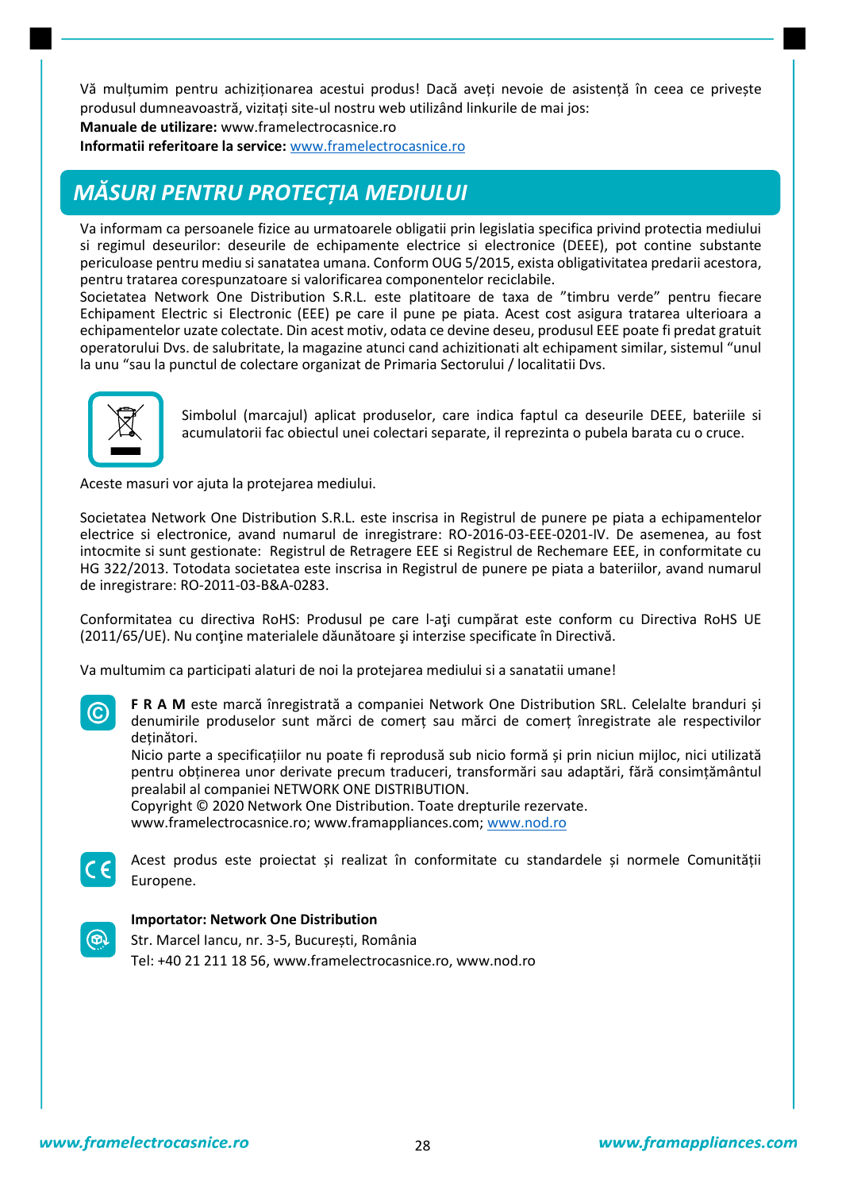Vă mulțumim pentru achiziționarea acestui produs! Dacă aveți nevoie de asistență în ceea ce privește produsul dumneavoastră, vizitați site-ul nostru web utilizând linkurile de mai jos:
**Manuale de utilizare:** www.framelectrocasnice.ro
**Informatii referitoare la service:** www.framelectrocasnice.ro

## MĂSURI PENTRU PROTECȚIA MEDIULUI

Va informam ca persoanele fizice au urmatoarele obligatii prin legislatia specifica privind protectia mediului si regimul deseurilor: deseurile de echipamente electrice si electronice (DEEE), pot contine substante periculoase pentru mediu si sanatatea umana. Conform OUG 5/2015, exista obligativitatea predarii acestora, pentru tratarea corespunzatoare si valorificarea componentelor reciclabile.
Societatea Network One Distribution S.R.L. este platitoare de taxa de "timbru verde" pentru fiecare Echipament Electric si Electronic (EEE) pe care il pune pe piata. Acest cost asigura tratarea ulterioara a echipamentelor uzate colectate. Din acest motiv, odata ce devine deseu, produsul EEE poate fi predat gratuit operatorului Dvs. de salubritate, la magazine atunci cand achizitionati alt echipament similar, sistemul "unul la unu "sau la punctul de colectare organizat de Primaria Sectorului / localitatii Dvs.

Simbolul (marcajul) aplicat produselor, care indica faptul ca deseurile DEEE, bateriile si acumulatorii fac obiectul unei colectari separate, il reprezinta o pubela barata cu o cruce.

Aceste masuri vor ajuta la protejarea mediului.

Societatea Network One Distribution S.R.L. este inscrisa in Registrul de punere pe piata a echipamentelor electrice si electronice, avand numarul de inregistrare: RO-2016-03-EEE-0201-IV. De asemenea, au fost intocmite si sunt gestionate: Registrul de Retragere EEE si Registrul de Rechemare EEE, in conformitate cu HG 322/2013. Totodata societatea este inscrisa in Registrul de punere pe piata a bateriilor, avand numarul de inregistrare: RO-2011-03-B&A-0283.

Conformitatea cu directiva RoHS: Produsul pe care l-aţi cumpărat este conform cu Directiva RoHS UE (2011/65/UE). Nu conţine materialele dăunătoare şi interzise specificate în Directivă.

Va multumim ca participati alaturi de noi la protejarea mediului si a sanatatii umane!

**F R A M** este marcă înregistrată a companiei Network One Distribution SRL. Celelalte branduri și denumirile produselor sunt mărci de comerț sau mărci de comerț înregistrate ale respectivilor deținători.
Nicio parte a specificațiilor nu poate fi reprodusă sub nicio formă și prin niciun mijloc, nici utilizată pentru obținerea unor derivate precum traduceri, transformări sau adaptări, fără consimțământul prealabil al companiei NETWORK ONE DISTRIBUTION.
Copyright © 2020 Network One Distribution. Toate drepturile rezervate.
www.framelectrocasnice.ro; www.framappliances.com; www.nod.ro

Acest produs este proiectat și realizat în conformitate cu standardele și normele Comunității Europene.

**Importator: Network One Distribution**
Str. Marcel Iancu, nr. 3-5, București, România
Tel: +40 21 211 18 56, www.framelectrocasnice.ro, www.nod.ro